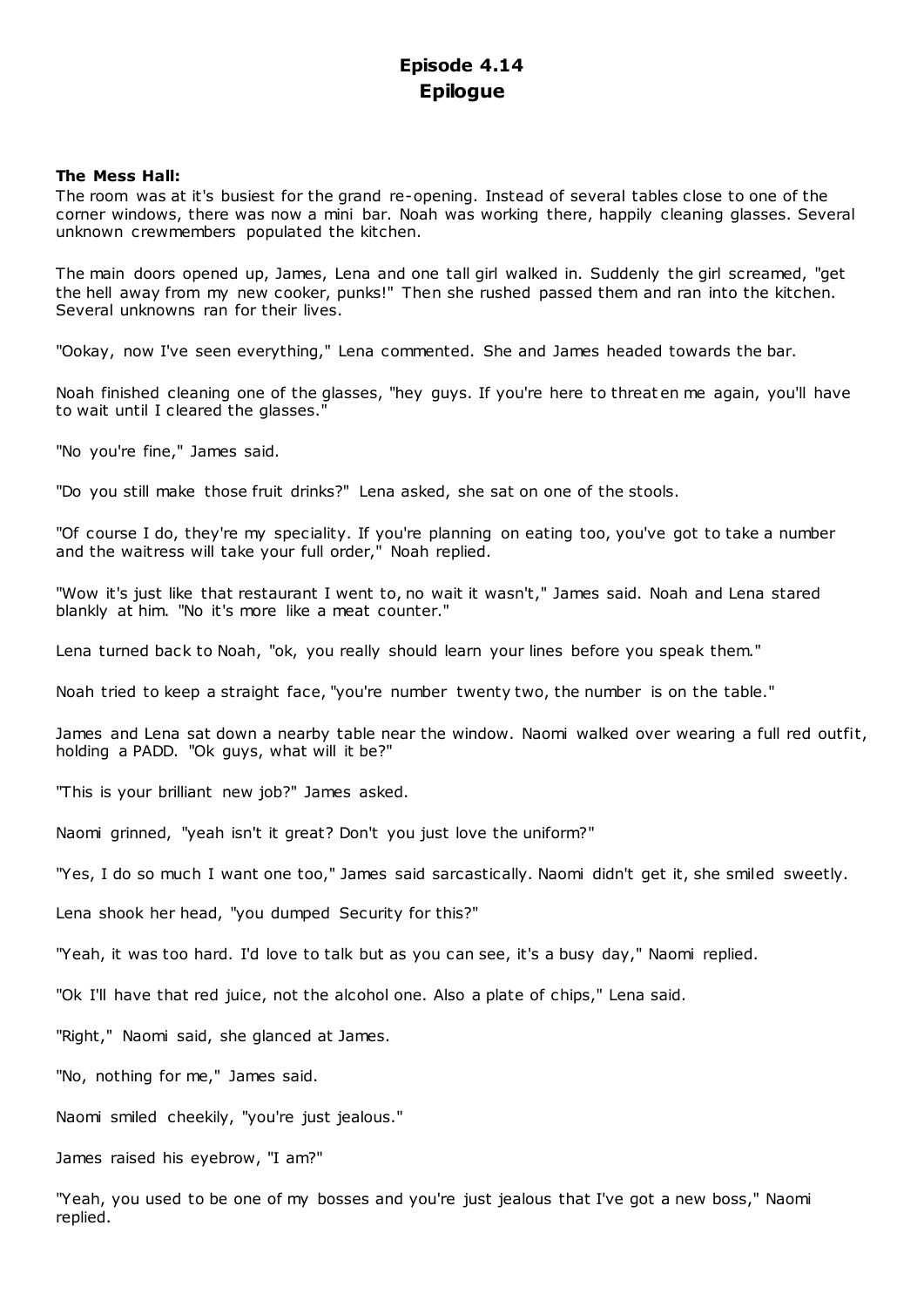# Episode 4.14
## Epilogue

**The Mess Hall:**
The room was at it's busiest for the grand re-opening. Instead of several tables close to one of the corner windows, there was now a mini bar. Noah was working there, happily cleaning glasses. Several unknown crewmembers populated the kitchen.

The main doors opened up, James, Lena and one tall girl walked in. Suddenly the girl screamed, "get the hell away from my new cooker, punks!" Then she rushed passed them and ran into the kitchen. Several unknowns ran for their lives.

"Ookay, now I've seen everything," Lena commented. She and James headed towards the bar.

Noah finished cleaning one of the glasses, "hey guys. If you're here to threaten me again, you'll have to wait until I cleared the glasses."

"No you're fine," James said.

"Do you still make those fruit drinks?" Lena asked, she sat on one of the stools.

"Of course I do, they're my speciality. If you're planning on eating too, you've got to take a number and the waitress will take your full order," Noah replied.

"Wow it's just like that restaurant I went to, no wait it wasn't," James said. Noah and Lena stared blankly at him. "No it's more like a meat counter."

Lena turned back to Noah, "ok, you really should learn your lines before you speak them."

Noah tried to keep a straight face, "you're number twenty two, the number is on the table."

James and Lena sat down a nearby table near the window. Naomi walked over wearing a full red outfit, holding a PADD. "Ok guys, what will it be?"

"This is your brilliant new job?" James asked.

Naomi grinned, "yeah isn't it great? Don't you just love the uniform?"

"Yes, I do so much I want one too," James said sarcastically. Naomi didn't get it, she smiled sweetly.

Lena shook her head, "you dumped Security for this?"

"Yeah, it was too hard. I'd love to talk but as you can see, it's a busy day," Naomi replied.

"Ok I'll have that red juice, not the alcohol one. Also a plate of chips," Lena said.

"Right," Naomi said, she glanced at James.

"No, nothing for me," James said.

Naomi smiled cheekily, "you're just jealous."

James raised his eyebrow, "I am?"

"Yeah, you used to be one of my bosses and you're just jealous that I've got a new boss," Naomi replied.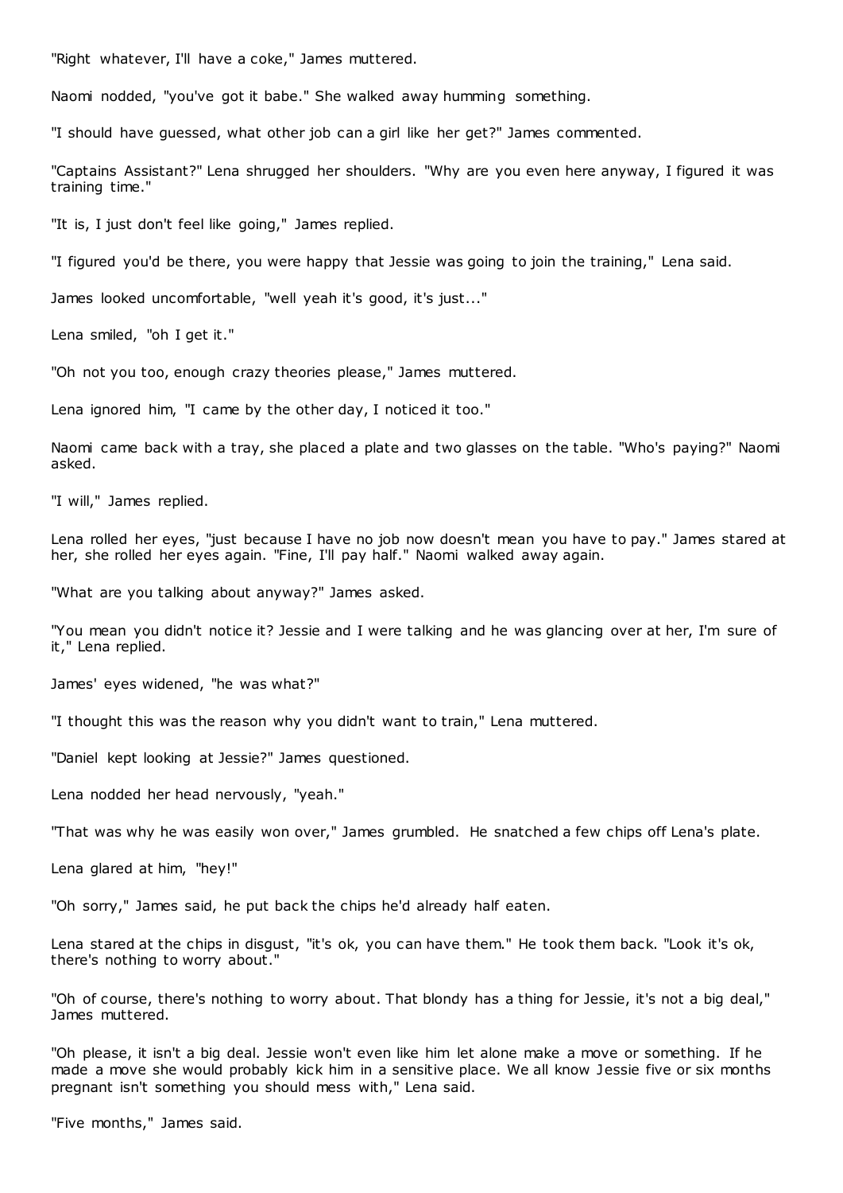"Right whatever, I'll have a coke," James muttered.

Naomi nodded, "you've got it babe." She walked away humming something.

"I should have guessed, what other job can a girl like her get?" James commented.

"Captains Assistant?" Lena shrugged her shoulders. "Why are you even here anyway, I figured it was training time."

"It is, I just don't feel like going," James replied.

"I figured you'd be there, you were happy that Jessie was going to join the training," Lena said.

James looked uncomfortable, "well yeah it's good, it's just..."

Lena smiled, "oh I get it."

"Oh not you too, enough crazy theories please," James muttered.

Lena ignored him, "I came by the other day, I noticed it too."

Naomi came back with a tray, she placed a plate and two glasses on the table. "Who's paying?" Naomi asked.

"I will," James replied.

Lena rolled her eyes, "just because I have no job now doesn't mean you have to pay." James stared at her, she rolled her eyes again. "Fine, I'll pay half." Naomi walked away again.

"What are you talking about anyway?" James asked.

"You mean you didn't notice it? Jessie and I were talking and he was glancing over at her, I'm sure of it," Lena replied.

James' eyes widened, "he was what?"

"I thought this was the reason why you didn't want to train," Lena muttered.

"Daniel kept looking at Jessie?" James questioned.

Lena nodded her head nervously, "yeah."

"That was why he was easily won over," James grumbled. He snatched a few chips off Lena's plate.

Lena glared at him, "hey!"

"Oh sorry," James said, he put back the chips he'd already half eaten.

Lena stared at the chips in disgust, "it's ok, you can have them." He took them back. "Look it's ok, there's nothing to worry about."

"Oh of course, there's nothing to worry about. That blondy has a thing for Jessie, it's not a big deal," James muttered.

"Oh please, it isn't a big deal. Jessie won't even like him let alone make a move or something. If he made a move she would probably kick him in a sensitive place. We all know Jessie five or six months pregnant isn't something you should mess with," Lena said.

"Five months," James said.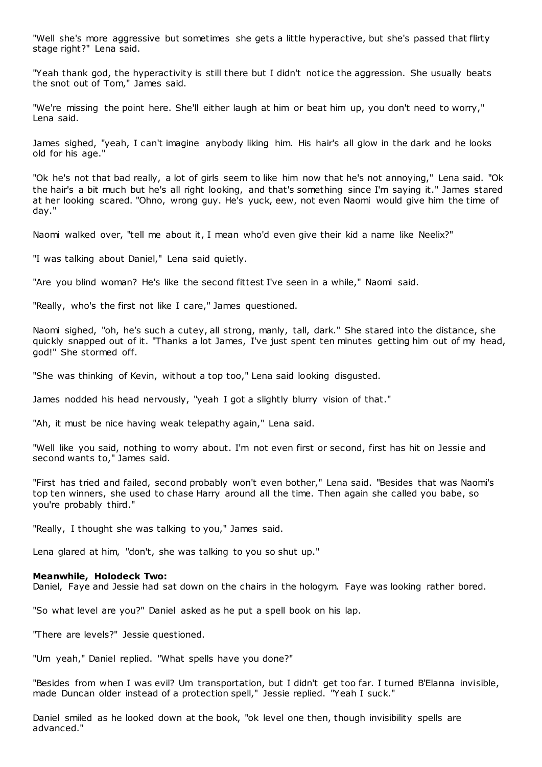"Well she's more aggressive but sometimes she gets a little hyperactive, but she's passed that flirty stage right?" Lena said.

"Yeah thank god, the hyperactivity is still there but I didn't notice the aggression. She usually beats the snot out of Tom," James said.

"We're missing the point here. She'll either laugh at him or beat him up, you don't need to worry," Lena said.

James sighed, "yeah, I can't imagine anybody liking him. His hair's all glow in the dark and he looks old for his age."

"Ok he's not that bad really, a lot of girls seem to like him now that he's not annoying," Lena said. "Ok the hair's a bit much but he's all right looking, and that's something since I'm saying it." James stared at her looking scared. "Ohno, wrong guy. He's yuck, eew, not even Naomi would give him the time of day."

Naomi walked over, "tell me about it, I mean who'd even give their kid a name like Neelix?"

"I was talking about Daniel," Lena said quietly.

"Are you blind woman? He's like the second fittest I've seen in a while," Naomi said.

"Really, who's the first not like I care," James questioned.

Naomi sighed, "oh, he's such a cutey, all strong, manly, tall, dark." She stared into the distance, she quickly snapped out of it. "Thanks a lot James, I've just spent ten minutes getting him out of my head, god!" She stormed off.

"She was thinking of Kevin, without a top too," Lena said looking disgusted.

James nodded his head nervously, "yeah I got a slightly blurry vision of that."

"Ah, it must be nice having weak telepathy again," Lena said.

"Well like you said, nothing to worry about. I'm not even first or second, first has hit on Jessie and second wants to," James said.

"First has tried and failed, second probably won't even bother," Lena said. "Besides that was Naomi's top ten winners, she used to chase Harry around all the time. Then again she called you babe, so you're probably third."

"Really, I thought she was talking to you," James said.

Lena glared at him, "don't, she was talking to you so shut up."

**Meanwhile, Holodeck Two:**
Daniel, Faye and Jessie had sat down on the chairs in the hologym. Faye was looking rather bored.

"So what level are you?" Daniel asked as he put a spell book on his lap.

"There are levels?" Jessie questioned.

"Um yeah," Daniel replied. "What spells have you done?"

"Besides from when I was evil? Um transportation, but I didn't get too far. I turned B'Elanna invisible, made Duncan older instead of a protection spell," Jessie replied. "Yeah I suck."

Daniel smiled as he looked down at the book, "ok level one then, though invisibility spells are advanced."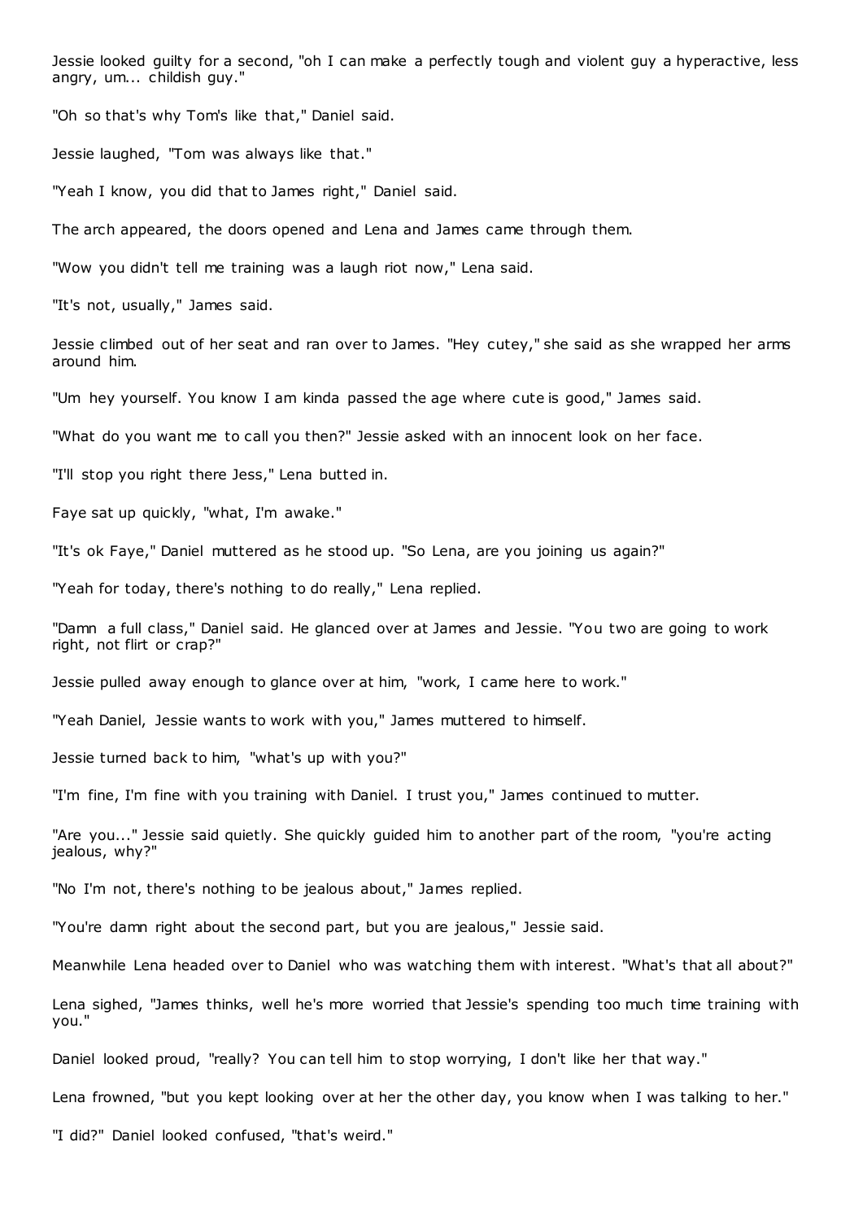Jessie looked guilty for a second, "oh I can make a perfectly tough and violent guy a hyperactive, less angry, um... childish guy."

"Oh so that's why Tom's like that," Daniel said.

Jessie laughed, "Tom was always like that."

"Yeah I know, you did that to James right," Daniel said.

The arch appeared, the doors opened and Lena and James came through them.

"Wow you didn't tell me training was a laugh riot now," Lena said.

"It's not, usually," James said.

Jessie climbed out of her seat and ran over to James. "Hey cutey," she said as she wrapped her arms around him.

"Um hey yourself. You know I am kinda passed the age where cute is good," James said.

"What do you want me to call you then?" Jessie asked with an innocent look on her face.

"I'll stop you right there Jess," Lena butted in.

Faye sat up quickly, "what, I'm awake."

"It's ok Faye," Daniel muttered as he stood up. "So Lena, are you joining us again?"

"Yeah for today, there's nothing to do really," Lena replied.

"Damn a full class," Daniel said. He glanced over at James and Jessie. "You two are going to work right, not flirt or crap?"

Jessie pulled away enough to glance over at him, "work, I came here to work."

"Yeah Daniel, Jessie wants to work with you," James muttered to himself.

Jessie turned back to him, "what's up with you?"

"I'm fine, I'm fine with you training with Daniel. I trust you," James continued to mutter.

"Are you..." Jessie said quietly. She quickly guided him to another part of the room, "you're acting jealous, why?"

"No I'm not, there's nothing to be jealous about," James replied.

"You're damn right about the second part, but you are jealous," Jessie said.

Meanwhile Lena headed over to Daniel who was watching them with interest. "What's that all about?"

Lena sighed, "James thinks, well he's more worried that Jessie's spending too much time training with you."

Daniel looked proud, "really? You can tell him to stop worrying, I don't like her that way."

Lena frowned, "but you kept looking over at her the other day, you know when I was talking to her."

"I did?" Daniel looked confused, "that's weird."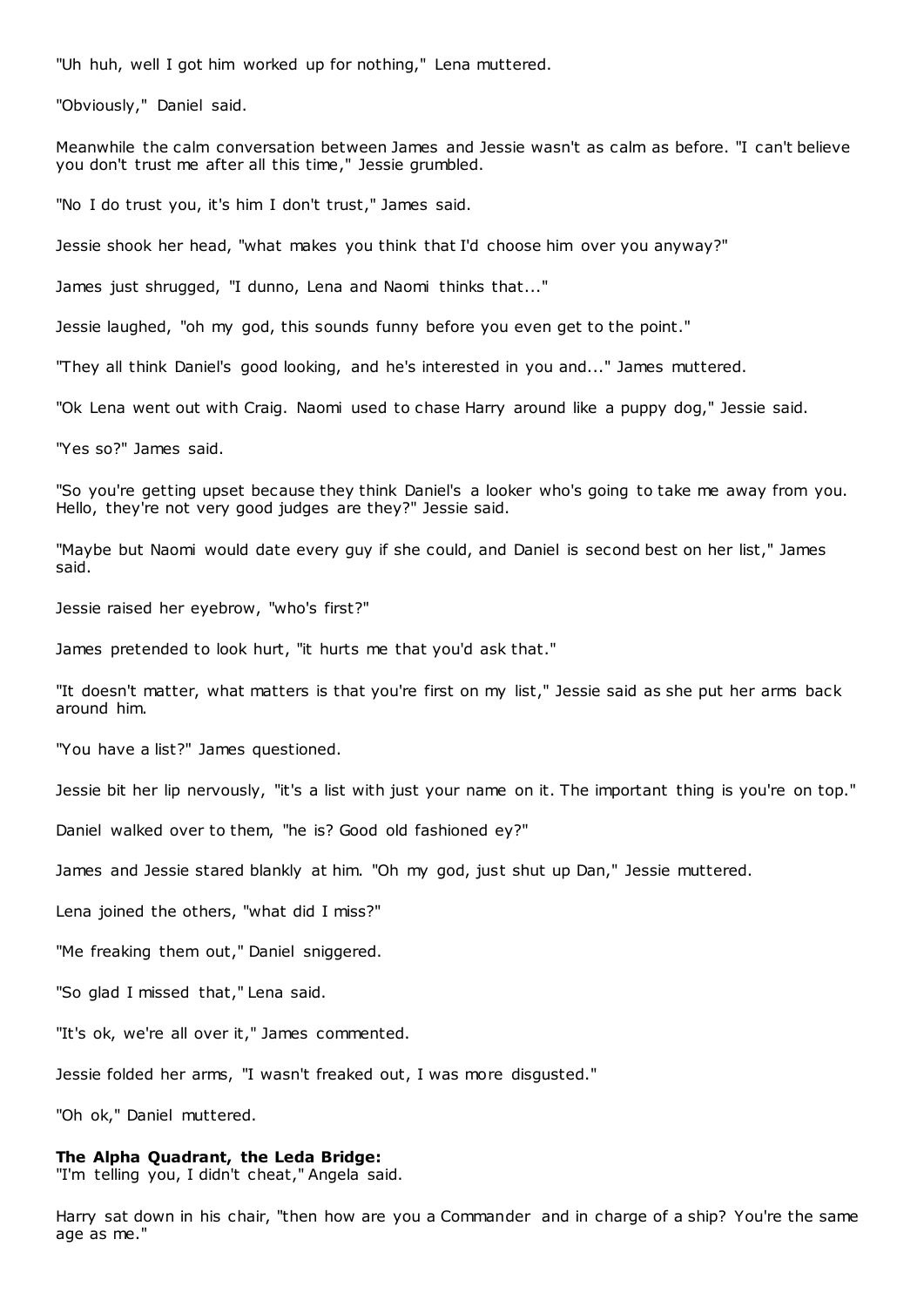"Uh huh, well I got him worked up for nothing," Lena muttered.

"Obviously," Daniel said.

Meanwhile the calm conversation between James and Jessie wasn't as calm as before. "I can't believe you don't trust me after all this time," Jessie grumbled.

"No I do trust you, it's him I don't trust," James said.

Jessie shook her head, "what makes you think that I'd choose him over you anyway?"

James just shrugged, "I dunno, Lena and Naomi thinks that..."

Jessie laughed, "oh my god, this sounds funny before you even get to the point."

"They all think Daniel's good looking, and he's interested in you and..." James muttered.

"Ok Lena went out with Craig. Naomi used to chase Harry around like a puppy dog," Jessie said.

"Yes so?" James said.

"So you're getting upset because they think Daniel's a looker who's going to take me away from you. Hello, they're not very good judges are they?" Jessie said.

"Maybe but Naomi would date every guy if she could, and Daniel is second best on her list," James said.

Jessie raised her eyebrow, "who's first?"

James pretended to look hurt, "it hurts me that you'd ask that."

"It doesn't matter, what matters is that you're first on my list," Jessie said as she put her arms back around him.

"You have a list?" James questioned.

Jessie bit her lip nervously, "it's a list with just your name on it. The important thing is you're on top."

Daniel walked over to them, "he is? Good old fashioned ey?"

James and Jessie stared blankly at him. "Oh my god, just shut up Dan," Jessie muttered.

Lena joined the others, "what did I miss?"

"Me freaking them out," Daniel sniggered.

"So glad I missed that," Lena said.

"It's ok, we're all over it," James commented.

Jessie folded her arms, "I wasn't freaked out, I was more disgusted."

"Oh ok," Daniel muttered.

**The Alpha Quadrant, the Leda Bridge:**
"I'm telling you, I didn't cheat," Angela said.

Harry sat down in his chair, "then how are you a Commander and in charge of a ship? You're the same age as me."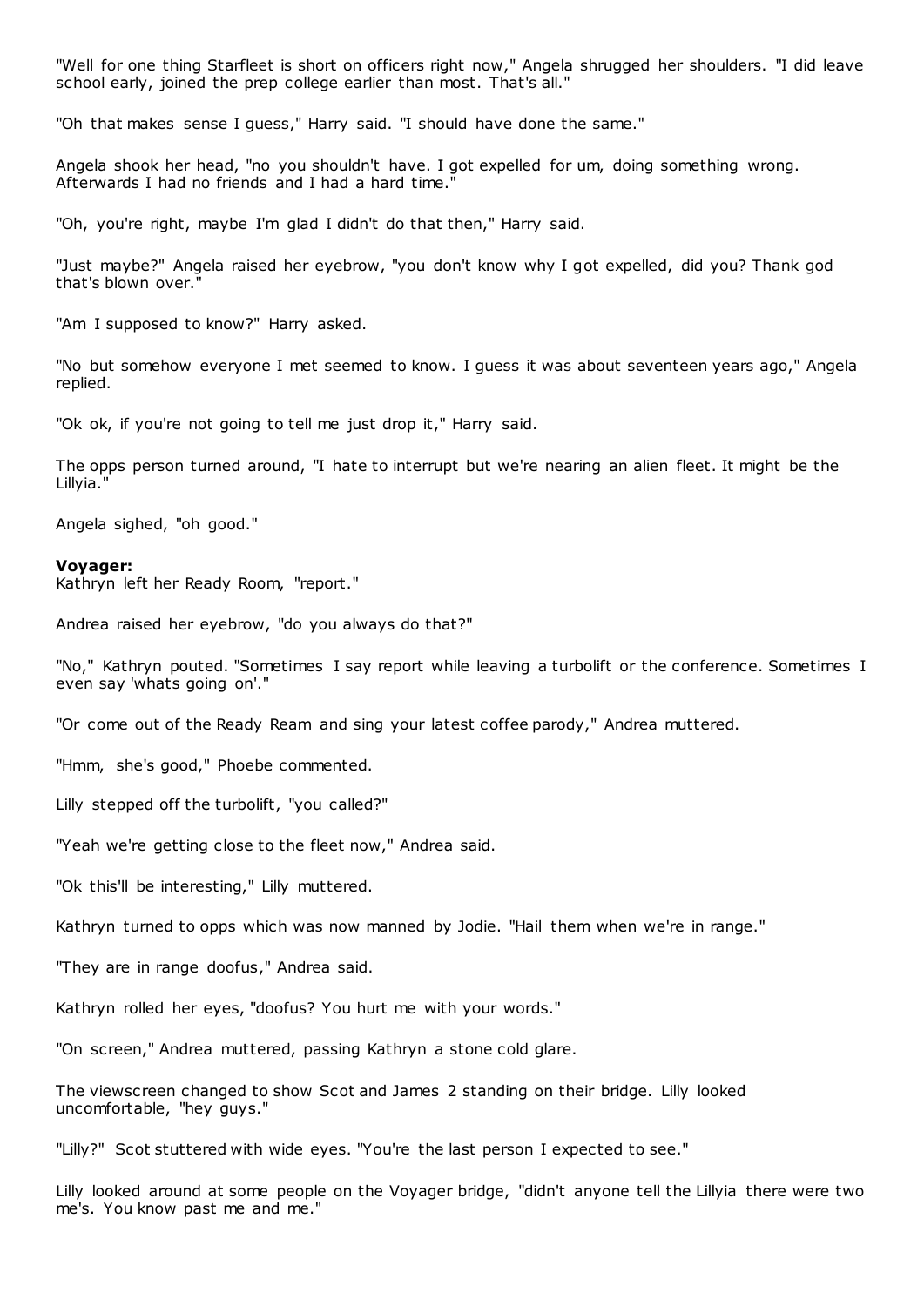"Well for one thing Starfleet is short on officers right now," Angela shrugged her shoulders. "I did leave school early, joined the prep college earlier than most. That's all."

"Oh that makes sense I guess," Harry said. "I should have done the same."

Angela shook her head, "no you shouldn't have. I got expelled for um, doing something wrong. Afterwards I had no friends and I had a hard time."

"Oh, you're right, maybe I'm glad I didn't do that then," Harry said.

"Just maybe?" Angela raised her eyebrow, "you don't know why I got expelled, did you? Thank god that's blown over."

"Am I supposed to know?" Harry asked.

"No but somehow everyone I met seemed to know. I guess it was about seventeen years ago," Angela replied.

"Ok ok, if you're not going to tell me just drop it," Harry said.

The opps person turned around, "I hate to interrupt but we're nearing an alien fleet. It might be the Lillyia."

Angela sighed, "oh good."

**Voyager:**
Kathryn left her Ready Room, "report."

Andrea raised her eyebrow, "do you always do that?"

"No," Kathryn pouted. "Sometimes I say report while leaving a turbolift or the conference. Sometimes I even say 'whats going on'."

"Or come out of the Ready Ream and sing your latest coffee parody," Andrea muttered.

"Hmm, she's good," Phoebe commented.

Lilly stepped off the turbolift, "you called?"

"Yeah we're getting close to the fleet now," Andrea said.

"Ok this'll be interesting," Lilly muttered.

Kathryn turned to opps which was now manned by Jodie. "Hail them when we're in range."

"They are in range doofus," Andrea said.

Kathryn rolled her eyes, "doofus? You hurt me with your words."

"On screen," Andrea muttered, passing Kathryn a stone cold glare.

The viewscreen changed to show Scot and James 2 standing on their bridge. Lilly looked uncomfortable, "hey guys."

"Lilly?" Scot stuttered with wide eyes. "You're the last person I expected to see."

Lilly looked around at some people on the Voyager bridge, "didn't anyone tell the Lillyia there were two me's. You know past me and me."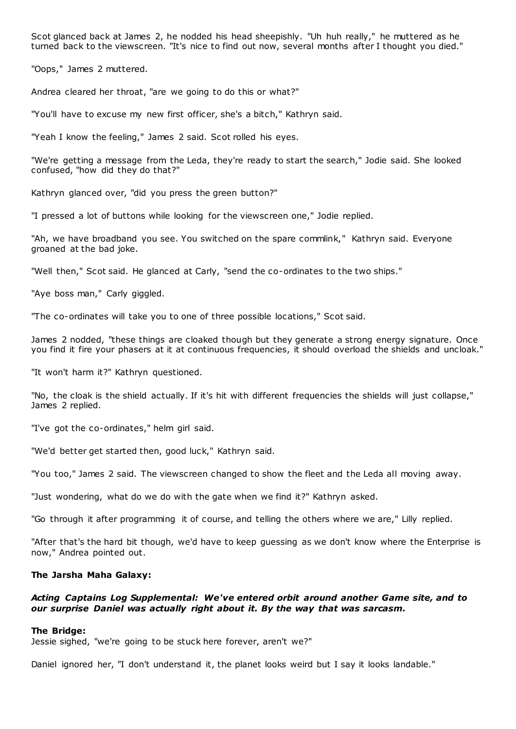Scot glanced back at James 2, he nodded his head sheepishly. "Uh huh really," he muttered as he turned back to the viewscreen. "It's nice to find out now, several months after I thought you died."

"Oops," James 2 muttered.

Andrea cleared her throat, "are we going to do this or what?"

"You'll have to excuse my new first officer, she's a bitch," Kathryn said.

"Yeah I know the feeling," James 2 said. Scot rolled his eyes.

"We're getting a message from the Leda, they're ready to start the search," Jodie said. She looked confused, "how did they do that?"

Kathryn glanced over, "did you press the green button?"

"I pressed a lot of buttons while looking for the viewscreen one," Jodie replied.

"Ah, we have broadband you see. You switched on the spare commlink," Kathryn said. Everyone groaned at the bad joke.

"Well then," Scot said. He glanced at Carly, "send the co-ordinates to the two ships."

"Aye boss man," Carly giggled.

"The co-ordinates will take you to one of three possible locations," Scot said.

James 2 nodded, "these things are cloaked though but they generate a strong energy signature. Once you find it fire your phasers at it at continuous frequencies, it should overload the shields and uncloak."

"It won't harm it?" Kathryn questioned.

"No, the cloak is the shield actually. If it's hit with different frequencies the shields will just collapse," James 2 replied.

"I've got the co-ordinates," helm girl said.

"We'd better get started then, good luck," Kathryn said.

"You too," James 2 said. The viewscreen changed to show the fleet and the Leda all moving away.

"Just wondering, what do we do with the gate when we find it?" Kathryn asked.

"Go through it after programming it of course, and telling the others where we are," Lilly replied.

"After that's the hard bit though, we'd have to keep guessing as we don't know where the Enterprise is now," Andrea pointed out.

**The Jarsha Maha Galaxy:**

***Acting Captains Log Supplemental: We've entered orbit around another Game site, and to our surprise Daniel was actually right about it. By the way that was sarcasm.***

**The Bridge:**

Jessie sighed, "we're going to be stuck here forever, aren't we?"

Daniel ignored her, "I don't understand it, the planet looks weird but I say it looks landable."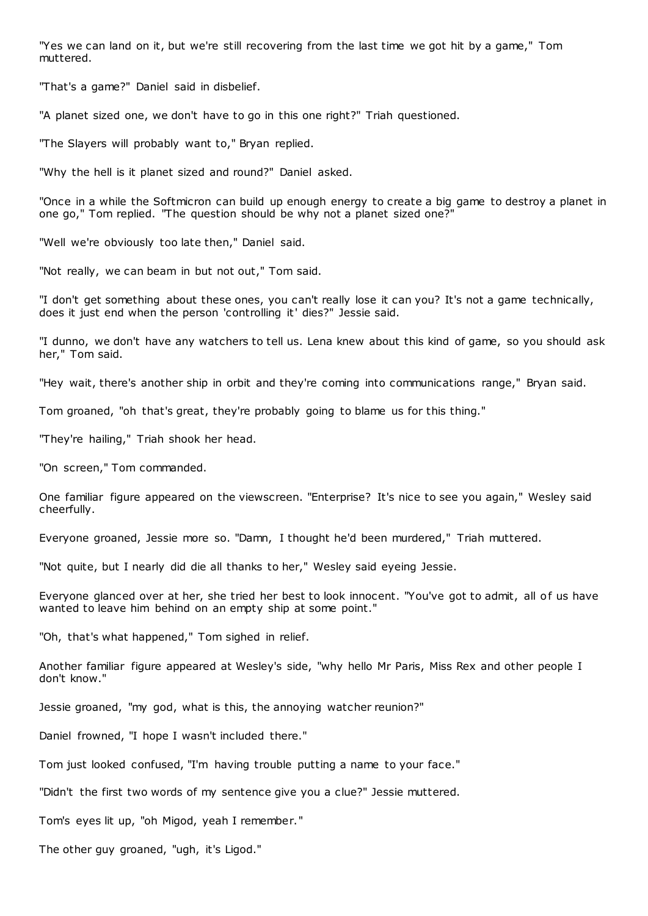"Yes we can land on it, but we're still recovering from the last time we got hit by a game," Tom muttered.

"That's a game?" Daniel said in disbelief.

"A planet sized one, we don't have to go in this one right?" Triah questioned.

"The Slayers will probably want to," Bryan replied.

"Why the hell is it planet sized and round?" Daniel asked.

"Once in a while the Softmicron can build up enough energy to create a big game to destroy a planet in one go," Tom replied. "The question should be why not a planet sized one?"

"Well we're obviously too late then," Daniel said.

"Not really, we can beam in but not out," Tom said.

"I don't get something about these ones, you can't really lose it can you? It's not a game technically, does it just end when the person 'controlling it' dies?" Jessie said.

"I dunno, we don't have any watchers to tell us. Lena knew about this kind of game, so you should ask her," Tom said.

"Hey wait, there's another ship in orbit and they're coming into communications range," Bryan said.

Tom groaned, "oh that's great, they're probably going to blame us for this thing."

"They're hailing," Triah shook her head.

"On screen," Tom commanded.

One familiar figure appeared on the viewscreen. "Enterprise? It's nice to see you again," Wesley said cheerfully.

Everyone groaned, Jessie more so. "Damn, I thought he'd been murdered," Triah muttered.

"Not quite, but I nearly did die all thanks to her," Wesley said eyeing Jessie.

Everyone glanced over at her, she tried her best to look innocent. "You've got to admit, all of us have wanted to leave him behind on an empty ship at some point."

"Oh, that's what happened," Tom sighed in relief.

Another familiar figure appeared at Wesley's side, "why hello Mr Paris, Miss Rex and other people I don't know."

Jessie groaned, "my god, what is this, the annoying watcher reunion?"

Daniel frowned, "I hope I wasn't included there."

Tom just looked confused, "I'm having trouble putting a name to your face."

"Didn't the first two words of my sentence give you a clue?" Jessie muttered.

Tom's eyes lit up, "oh Migod, yeah I remember."

The other guy groaned, "ugh, it's Ligod."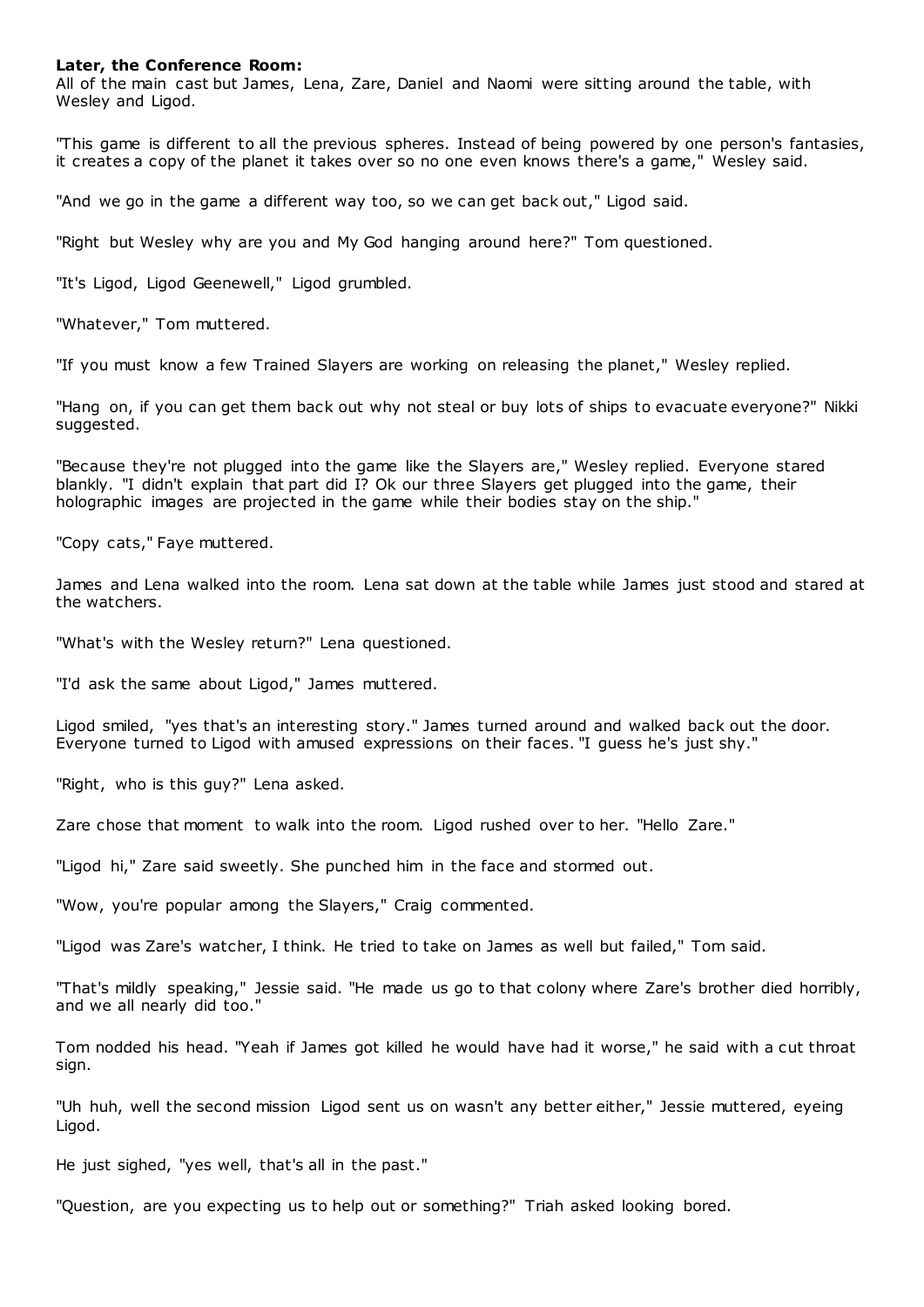**Later, the Conference Room:**

All of the main cast but James, Lena, Zare, Daniel and Naomi were sitting around the table, with Wesley and Ligod.

"This game is different to all the previous spheres. Instead of being powered by one person's fantasies, it creates a copy of the planet it takes over so no one even knows there's a game," Wesley said.

"And we go in the game a different way too, so we can get back out," Ligod said.

"Right but Wesley why are you and My God hanging around here?" Tom questioned.

"It's Ligod, Ligod Geenewell," Ligod grumbled.

"Whatever," Tom muttered.

"If you must know a few Trained Slayers are working on releasing the planet," Wesley replied.

"Hang on, if you can get them back out why not steal or buy lots of ships to evacuate everyone?" Nikki suggested.

"Because they're not plugged into the game like the Slayers are," Wesley replied. Everyone stared blankly. "I didn't explain that part did I? Ok our three Slayers get plugged into the game, their holographic images are projected in the game while their bodies stay on the ship."

"Copy cats," Faye muttered.

James and Lena walked into the room. Lena sat down at the table while James just stood and stared at the watchers.

"What's with the Wesley return?" Lena questioned.

"I'd ask the same about Ligod," James muttered.

Ligod smiled, "yes that's an interesting story." James turned around and walked back out the door. Everyone turned to Ligod with amused expressions on their faces. "I guess he's just shy."

"Right, who is this guy?" Lena asked.

Zare chose that moment to walk into the room. Ligod rushed over to her. "Hello Zare."

"Ligod hi," Zare said sweetly. She punched him in the face and stormed out.

"Wow, you're popular among the Slayers," Craig commented.

"Ligod was Zare's watcher, I think. He tried to take on James as well but failed," Tom said.

"That's mildly speaking," Jessie said. "He made us go to that colony where Zare's brother died horribly, and we all nearly did too."

Tom nodded his head. "Yeah if James got killed he would have had it worse," he said with a cut throat sign.

"Uh huh, well the second mission Ligod sent us on wasn't any better either," Jessie muttered, eyeing Ligod.

He just sighed, "yes well, that's all in the past."

"Question, are you expecting us to help out or something?" Triah asked looking bored.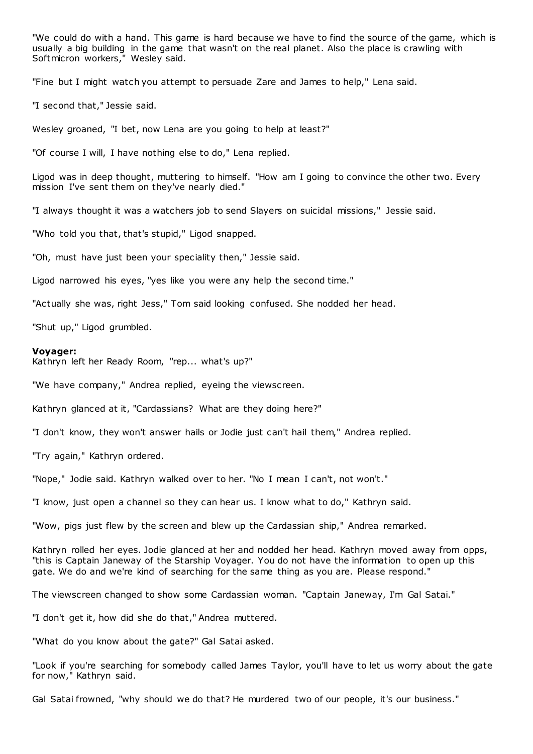"We could do with a hand. This game is hard because we have to find the source of the game, which is usually a big building in the game that wasn't on the real planet. Also the place is crawling with Softmicron workers," Wesley said.

"Fine but I might watch you attempt to persuade Zare and James to help," Lena said.

"I second that," Jessie said.

Wesley groaned, "I bet, now Lena are you going to help at least?"

"Of course I will, I have nothing else to do," Lena replied.

Ligod was in deep thought, muttering to himself. "How am I going to convince the other two. Every mission I've sent them on they've nearly died."

"I always thought it was a watchers job to send Slayers on suicidal missions," Jessie said.

"Who told you that, that's stupid," Ligod snapped.

"Oh, must have just been your speciality then," Jessie said.

Ligod narrowed his eyes, "yes like you were any help the second time."

"Actually she was, right Jess," Tom said looking confused. She nodded her head.

"Shut up," Ligod grumbled.

**Voyager:**
Kathryn left her Ready Room, "rep... what's up?"

"We have company," Andrea replied, eyeing the viewscreen.

Kathryn glanced at it, "Cardassians? What are they doing here?"

"I don't know, they won't answer hails or Jodie just can't hail them," Andrea replied.

"Try again," Kathryn ordered.

"Nope," Jodie said. Kathryn walked over to her. "No I mean I can't, not won't."

"I know, just open a channel so they can hear us. I know what to do," Kathryn said.

"Wow, pigs just flew by the screen and blew up the Cardassian ship," Andrea remarked.

Kathryn rolled her eyes. Jodie glanced at her and nodded her head. Kathryn moved away from opps, "this is Captain Janeway of the Starship Voyager. You do not have the information to open up this gate. We do and we're kind of searching for the same thing as you are. Please respond."

The viewscreen changed to show some Cardassian woman. "Captain Janeway, I'm Gal Satai."

"I don't get it, how did she do that," Andrea muttered.

"What do you know about the gate?" Gal Satai asked.

"Look if you're searching for somebody called James Taylor, you'll have to let us worry about the gate for now," Kathryn said.

Gal Satai frowned, "why should we do that? He murdered two of our people, it's our business."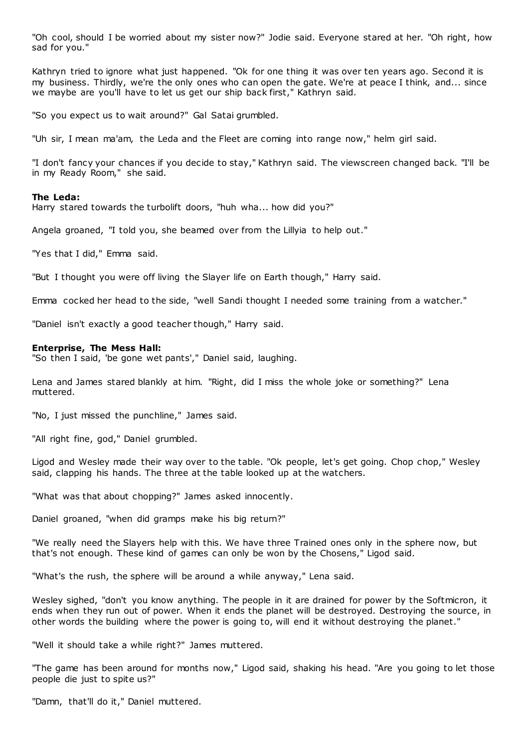"Oh cool, should I be worried about my sister now?" Jodie said. Everyone stared at her. "Oh right, how sad for you."

Kathryn tried to ignore what just happened. "Ok for one thing it was over ten years ago. Second it is my business. Thirdly, we're the only ones who can open the gate. We're at peace I think, and... since we maybe are you'll have to let us get our ship back first," Kathryn said.

"So you expect us to wait around?" Gal Satai grumbled.

"Uh sir, I mean ma'am, the Leda and the Fleet are coming into range now," helm girl said.

"I don't fancy your chances if you decide to stay," Kathryn said. The viewscreen changed back. "I'll be in my Ready Room," she said.

**The Leda:**
Harry stared towards the turbolift doors, "huh wha... how did you?"

Angela groaned, "I told you, she beamed over from the Lillyia to help out."

"Yes that I did," Emma said.

"But I thought you were off living the Slayer life on Earth though," Harry said.

Emma cocked her head to the side, "well Sandi thought I needed some training from a watcher."

"Daniel isn't exactly a good teacher though," Harry said.

**Enterprise, The Mess Hall:**
"So then I said, 'be gone wet pants'," Daniel said, laughing.

Lena and James stared blankly at him. "Right, did I miss the whole joke or something?" Lena muttered.

"No, I just missed the punchline," James said.

"All right fine, god," Daniel grumbled.

Ligod and Wesley made their way over to the table. "Ok people, let's get going. Chop chop," Wesley said, clapping his hands. The three at the table looked up at the watchers.

"What was that about chopping?" James asked innocently.

Daniel groaned, "when did gramps make his big return?"

"We really need the Slayers help with this. We have three Trained ones only in the sphere now, but that's not enough. These kind of games can only be won by the Chosens," Ligod said.

"What's the rush, the sphere will be around a while anyway," Lena said.

Wesley sighed, "don't you know anything. The people in it are drained for power by the Softmicron, it ends when they run out of power. When it ends the planet will be destroyed. Destroying the source, in other words the building where the power is going to, will end it without destroying the planet."

"Well it should take a while right?" James muttered.

"The game has been around for months now," Ligod said, shaking his head. "Are you going to let those people die just to spite us?"

"Damn, that'll do it," Daniel muttered.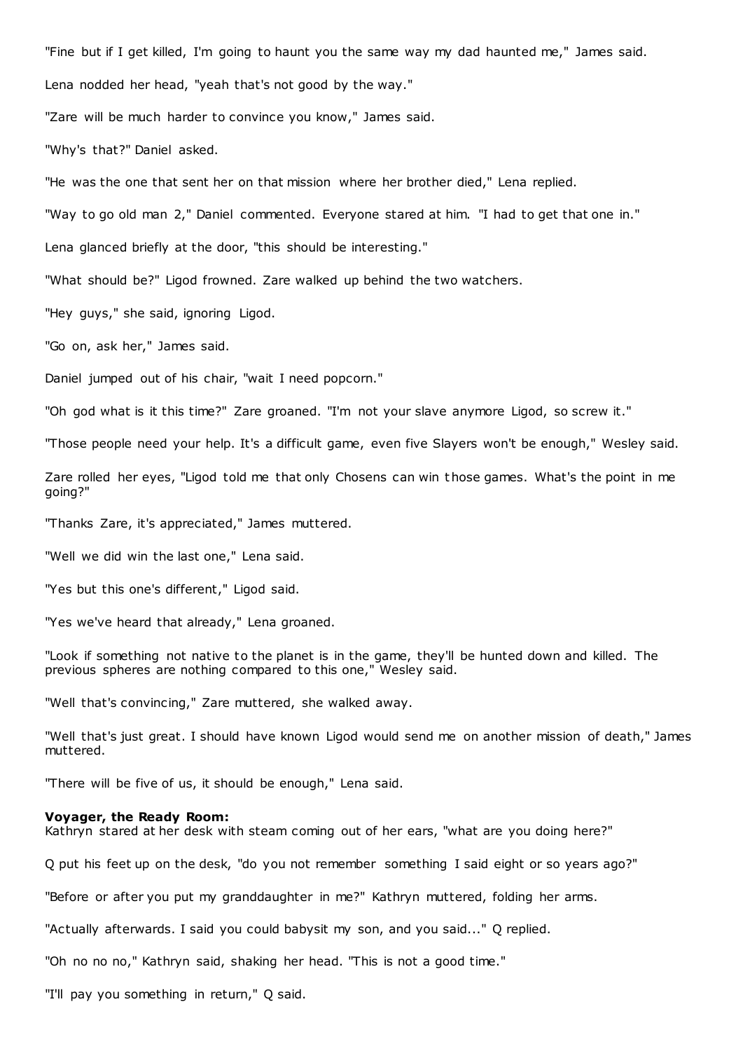"Fine but if I get killed, I'm going to haunt you the same way my dad haunted me," James said.

Lena nodded her head, "yeah that's not good by the way."

"Zare will be much harder to convince you know," James said.

"Why's that?" Daniel asked.

"He was the one that sent her on that mission where her brother died," Lena replied.

"Way to go old man 2," Daniel commented. Everyone stared at him. "I had to get that one in."

Lena glanced briefly at the door, "this should be interesting."

"What should be?" Ligod frowned. Zare walked up behind the two watchers.

"Hey guys," she said, ignoring Ligod.

"Go on, ask her," James said.

Daniel jumped out of his chair, "wait I need popcorn."

"Oh god what is it this time?" Zare groaned. "I'm not your slave anymore Ligod, so screw it."

"Those people need your help. It's a difficult game, even five Slayers won't be enough," Wesley said.

Zare rolled her eyes, "Ligod told me that only Chosens can win those games. What's the point in me going?"

"Thanks Zare, it's appreciated," James muttered.

"Well we did win the last one," Lena said.

"Yes but this one's different," Ligod said.

"Yes we've heard that already," Lena groaned.

"Look if something not native to the planet is in the game, they'll be hunted down and killed. The previous spheres are nothing compared to this one," Wesley said.

"Well that's convincing," Zare muttered, she walked away.

"Well that's just great. I should have known Ligod would send me on another mission of death," James muttered.

"There will be five of us, it should be enough," Lena said.

**Voyager, the Ready Room:**
Kathryn stared at her desk with steam coming out of her ears, "what are you doing here?"

Q put his feet up on the desk, "do you not remember something I said eight or so years ago?"

"Before or after you put my granddaughter in me?" Kathryn muttered, folding her arms.

"Actually afterwards. I said you could babysit my son, and you said..." Q replied.

"Oh no no no," Kathryn said, shaking her head. "This is not a good time."

"I'll pay you something in return," Q said.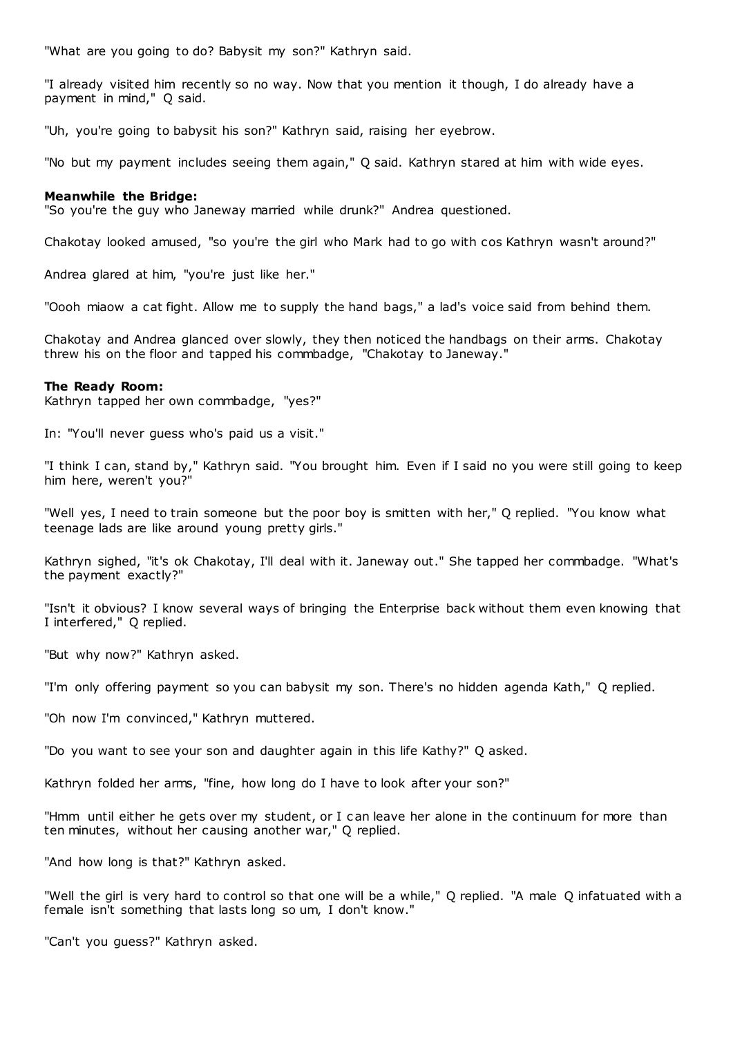"What are you going to do? Babysit my son?" Kathryn said.

"I already visited him recently so no way. Now that you mention it though, I do already have a payment in mind," Q said.

"Uh, you're going to babysit his son?" Kathryn said, raising her eyebrow.

"No but my payment includes seeing them again," Q said. Kathryn stared at him with wide eyes.

**Meanwhile the Bridge:**
"So you're the guy who Janeway married while drunk?" Andrea questioned.

Chakotay looked amused, "so you're the girl who Mark had to go with cos Kathryn wasn't around?"

Andrea glared at him, "you're just like her."

"Oooh miaow a cat fight. Allow me to supply the hand bags," a lad's voice said from behind them.

Chakotay and Andrea glanced over slowly, they then noticed the handbags on their arms. Chakotay threw his on the floor and tapped his commbadge, "Chakotay to Janeway."

**The Ready Room:**
Kathryn tapped her own commbadge, "yes?"

In: "You'll never guess who's paid us a visit."

"I think I can, stand by," Kathryn said. "You brought him. Even if I said no you were still going to keep him here, weren't you?"

"Well yes, I need to train someone but the poor boy is smitten with her," Q replied. "You know what teenage lads are like around young pretty girls."

Kathryn sighed, "it's ok Chakotay, I'll deal with it. Janeway out." She tapped her commbadge. "What's the payment exactly?"

"Isn't it obvious? I know several ways of bringing the Enterprise back without them even knowing that I interfered," Q replied.

"But why now?" Kathryn asked.

"I'm only offering payment so you can babysit my son. There's no hidden agenda Kath," Q replied.

"Oh now I'm convinced," Kathryn muttered.

"Do you want to see your son and daughter again in this life Kathy?" Q asked.

Kathryn folded her arms, "fine, how long do I have to look after your son?"

"Hmm until either he gets over my student, or I can leave her alone in the continuum for more than ten minutes, without her causing another war," Q replied.

"And how long is that?" Kathryn asked.

"Well the girl is very hard to control so that one will be a while," Q replied. "A male Q infatuated with a female isn't something that lasts long so um, I don't know."

"Can't you guess?" Kathryn asked.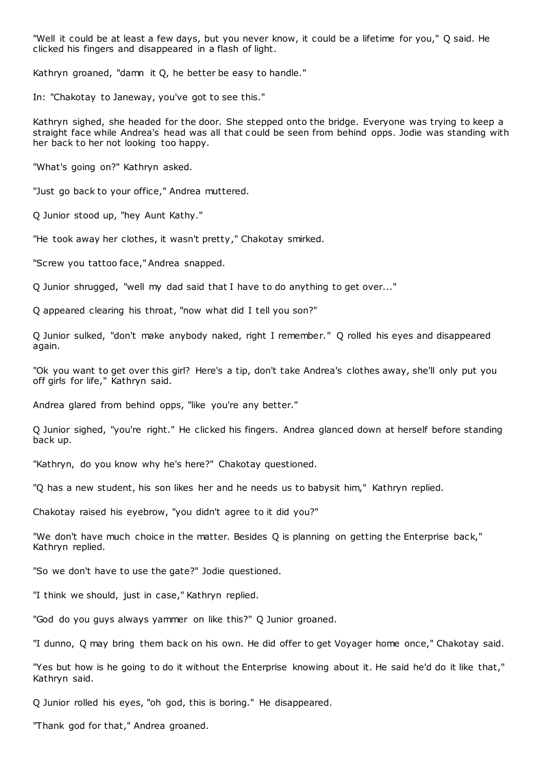"Well it could be at least a few days, but you never know, it could be a lifetime for you," Q said. He clicked his fingers and disappeared in a flash of light.

Kathryn groaned, "damn it Q, he better be easy to handle."

In: "Chakotay to Janeway, you've got to see this."

Kathryn sighed, she headed for the door. She stepped onto the bridge. Everyone was trying to keep a straight face while Andrea's head was all that could be seen from behind opps. Jodie was standing with her back to her not looking too happy.

"What's going on?" Kathryn asked.

"Just go back to your office," Andrea muttered.

Q Junior stood up, "hey Aunt Kathy."

"He took away her clothes, it wasn't pretty," Chakotay smirked.

"Screw you tattoo face," Andrea snapped.

Q Junior shrugged, "well my dad said that I have to do anything to get over..."

Q appeared clearing his throat, "now what did I tell you son?"

Q Junior sulked, "don't make anybody naked, right I remember." Q rolled his eyes and disappeared again.

"Ok you want to get over this girl? Here's a tip, don't take Andrea's clothes away, she'll only put you off girls for life," Kathryn said.

Andrea glared from behind opps, "like you're any better."

Q Junior sighed, "you're right." He clicked his fingers. Andrea glanced down at herself before standing back up.

"Kathryn, do you know why he's here?" Chakotay questioned.

"Q has a new student, his son likes her and he needs us to babysit him," Kathryn replied.

Chakotay raised his eyebrow, "you didn't agree to it did you?"

"We don't have much choice in the matter. Besides Q is planning on getting the Enterprise back," Kathryn replied.

"So we don't have to use the gate?" Jodie questioned.

"I think we should, just in case," Kathryn replied.

"God do you guys always yammer on like this?" Q Junior groaned.

"I dunno, Q may bring them back on his own. He did offer to get Voyager home once," Chakotay said.

"Yes but how is he going to do it without the Enterprise knowing about it. He said he'd do it like that," Kathryn said.

Q Junior rolled his eyes, "oh god, this is boring." He disappeared.

"Thank god for that," Andrea groaned.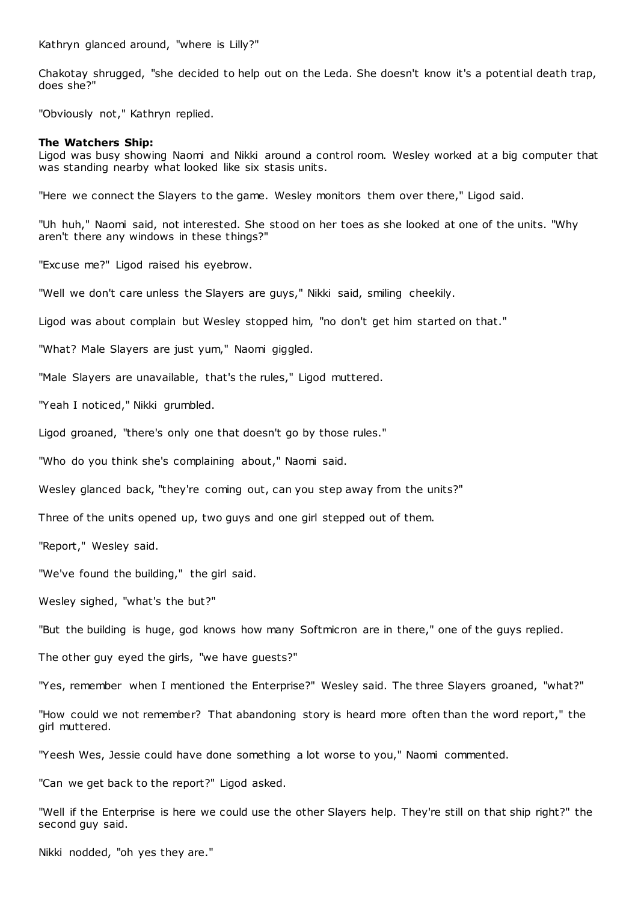Kathryn glanced around, "where is Lilly?"

Chakotay shrugged, "she decided to help out on the Leda. She doesn't know it's a potential death trap, does she?"

"Obviously not," Kathryn replied.

**The Watchers Ship:**
Ligod was busy showing Naomi and Nikki around a control room. Wesley worked at a big computer that was standing nearby what looked like six stasis units.

"Here we connect the Slayers to the game. Wesley monitors them over there," Ligod said.

"Uh huh," Naomi said, not interested. She stood on her toes as she looked at one of the units. "Why aren't there any windows in these things?"

"Excuse me?" Ligod raised his eyebrow.

"Well we don't care unless the Slayers are guys," Nikki said, smiling cheekily.

Ligod was about complain but Wesley stopped him, "no don't get him started on that."

"What? Male Slayers are just yum," Naomi giggled.

"Male Slayers are unavailable, that's the rules," Ligod muttered.

"Yeah I noticed," Nikki grumbled.

Ligod groaned, "there's only one that doesn't go by those rules."

"Who do you think she's complaining about," Naomi said.

Wesley glanced back, "they're coming out, can you step away from the units?"

Three of the units opened up, two guys and one girl stepped out of them.

"Report," Wesley said.

"We've found the building," the girl said.

Wesley sighed, "what's the but?"

"But the building is huge, god knows how many Softmicron are in there," one of the guys replied.

The other guy eyed the girls, "we have guests?"

"Yes, remember when I mentioned the Enterprise?" Wesley said. The three Slayers groaned, "what?"

"How could we not remember? That abandoning story is heard more often than the word report," the girl muttered.

"Yeesh Wes, Jessie could have done something a lot worse to you," Naomi commented.

"Can we get back to the report?" Ligod asked.

"Well if the Enterprise is here we could use the other Slayers help. They're still on that ship right?" the second guy said.

Nikki nodded, "oh yes they are."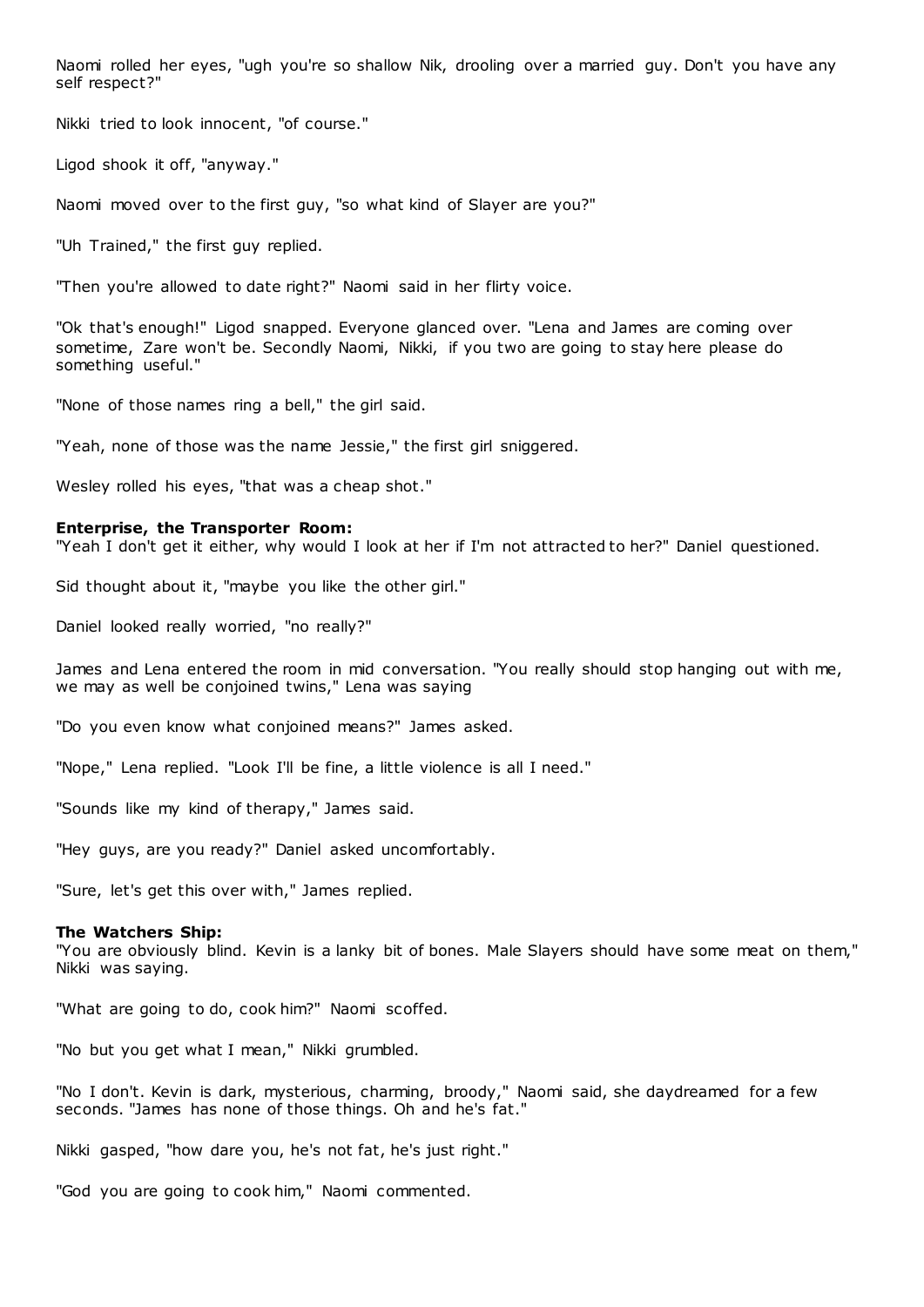Naomi rolled her eyes, "ugh you're so shallow Nik, drooling over a married guy. Don't you have any self respect?"

Nikki tried to look innocent, "of course."

Ligod shook it off, "anyway."

Naomi moved over to the first guy, "so what kind of Slayer are you?"

"Uh Trained," the first guy replied.

"Then you're allowed to date right?" Naomi said in her flirty voice.

"Ok that's enough!" Ligod snapped. Everyone glanced over. "Lena and James are coming over sometime, Zare won't be. Secondly Naomi, Nikki, if you two are going to stay here please do something useful."

"None of those names ring a bell," the girl said.

"Yeah, none of those was the name Jessie," the first girl sniggered.

Wesley rolled his eyes, "that was a cheap shot."

**Enterprise, the Transporter Room:**
"Yeah I don't get it either, why would I look at her if I'm not attracted to her?" Daniel questioned.

Sid thought about it, "maybe you like the other girl."

Daniel looked really worried, "no really?"

James and Lena entered the room in mid conversation. "You really should stop hanging out with me, we may as well be conjoined twins," Lena was saying

"Do you even know what conjoined means?" James asked.

"Nope," Lena replied. "Look I'll be fine, a little violence is all I need."

"Sounds like my kind of therapy," James said.

"Hey guys, are you ready?" Daniel asked uncomfortably.

"Sure, let's get this over with," James replied.

**The Watchers Ship:**
"You are obviously blind. Kevin is a lanky bit of bones. Male Slayers should have some meat on them," Nikki was saying.

"What are going to do, cook him?" Naomi scoffed.

"No but you get what I mean," Nikki grumbled.

"No I don't. Kevin is dark, mysterious, charming, broody," Naomi said, she daydreamed for a few seconds. "James has none of those things. Oh and he's fat."

Nikki gasped, "how dare you, he's not fat, he's just right."

"God you are going to cook him," Naomi commented.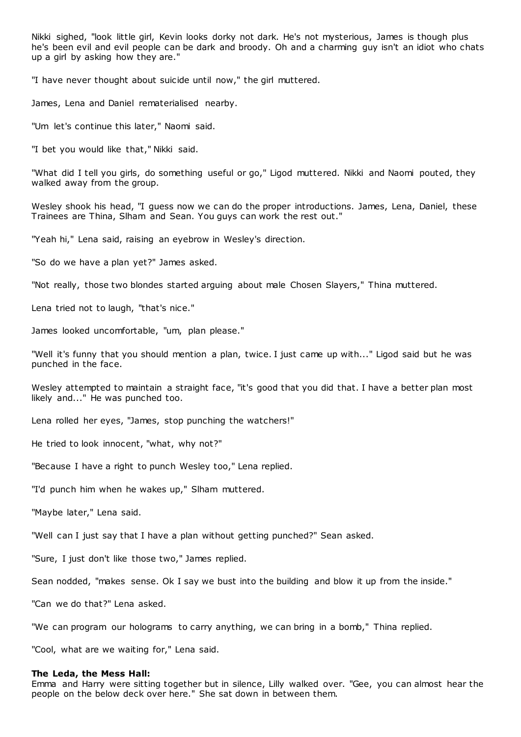Nikki sighed, "look little girl, Kevin looks dorky not dark. He's not mysterious, James is though plus he's been evil and evil people can be dark and broody. Oh and a charming guy isn't an idiot who chats up a girl by asking how they are."

"I have never thought about suicide until now," the girl muttered.

James, Lena and Daniel rematerialised nearby.

"Um let's continue this later," Naomi said.

"I bet you would like that," Nikki said.

"What did I tell you girls, do something useful or go," Ligod muttered. Nikki and Naomi pouted, they walked away from the group.

Wesley shook his head, "I guess now we can do the proper introductions. James, Lena, Daniel, these Trainees are Thina, Slham and Sean. You guys can work the rest out."

"Yeah hi," Lena said, raising an eyebrow in Wesley's direction.

"So do we have a plan yet?" James asked.

"Not really, those two blondes started arguing about male Chosen Slayers," Thina muttered.

Lena tried not to laugh, "that's nice."

James looked uncomfortable, "um, plan please."

"Well it's funny that you should mention a plan, twice. I just came up with..." Ligod said but he was punched in the face.

Wesley attempted to maintain a straight face, "it's good that you did that. I have a better plan most likely and..." He was punched too.

Lena rolled her eyes, "James, stop punching the watchers!"

He tried to look innocent, "what, why not?"

"Because I have a right to punch Wesley too," Lena replied.

"I'd punch him when he wakes up," Slham muttered.

"Maybe later," Lena said.

"Well can I just say that I have a plan without getting punched?" Sean asked.

"Sure, I just don't like those two," James replied.

Sean nodded, "makes sense. Ok I say we bust into the building and blow it up from the inside."

"Can we do that?" Lena asked.

"We can program our holograms to carry anything, we can bring in a bomb," Thina replied.

"Cool, what are we waiting for," Lena said.

**The Leda, the Mess Hall:**
Emma and Harry were sitting together but in silence, Lilly walked over. "Gee, you can almost hear the people on the below deck over here." She sat down in between them.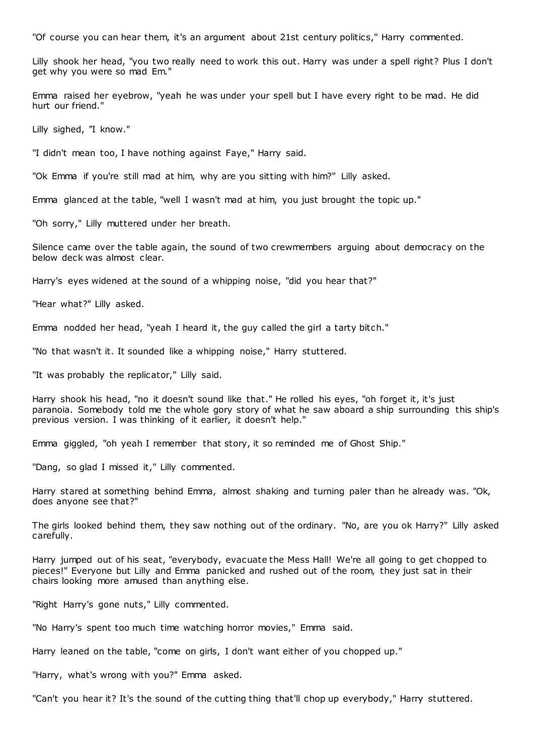"Of course you can hear them, it's an argument about 21st century politics," Harry commented.

Lilly shook her head, "you two really need to work this out. Harry was under a spell right? Plus I don't get why you were so mad Em."

Emma raised her eyebrow, "yeah he was under your spell but I have every right to be mad. He did hurt our friend."

Lilly sighed, "I know."

"I didn't mean too, I have nothing against Faye," Harry said.

"Ok Emma if you're still mad at him, why are you sitting with him?" Lilly asked.

Emma glanced at the table, "well I wasn't mad at him, you just brought the topic up."

"Oh sorry," Lilly muttered under her breath.

Silence came over the table again, the sound of two crewmembers arguing about democracy on the below deck was almost clear.

Harry's eyes widened at the sound of a whipping noise, "did you hear that?"

"Hear what?" Lilly asked.

Emma nodded her head, "yeah I heard it, the guy called the girl a tarty bitch."

"No that wasn't it. It sounded like a whipping noise," Harry stuttered.

"It was probably the replicator," Lilly said.

Harry shook his head, "no it doesn't sound like that." He rolled his eyes, "oh forget it, it's just paranoia. Somebody told me the whole gory story of what he saw aboard a ship surrounding this ship's previous version. I was thinking of it earlier, it doesn't help."

Emma giggled, "oh yeah I remember that story, it so reminded me of Ghost Ship."

"Dang, so glad I missed it," Lilly commented.

Harry stared at something behind Emma, almost shaking and turning paler than he already was. "Ok, does anyone see that?"

The girls looked behind them, they saw nothing out of the ordinary. "No, are you ok Harry?" Lilly asked carefully.

Harry jumped out of his seat, "everybody, evacuate the Mess Hall! We're all going to get chopped to pieces!" Everyone but Lilly and Emma panicked and rushed out of the room, they just sat in their chairs looking more amused than anything else.

"Right Harry's gone nuts," Lilly commented.

"No Harry's spent too much time watching horror movies," Emma said.

Harry leaned on the table, "come on girls, I don't want either of you chopped up."

"Harry, what's wrong with you?" Emma asked.

"Can't you hear it? It's the sound of the cutting thing that'll chop up everybody," Harry stuttered.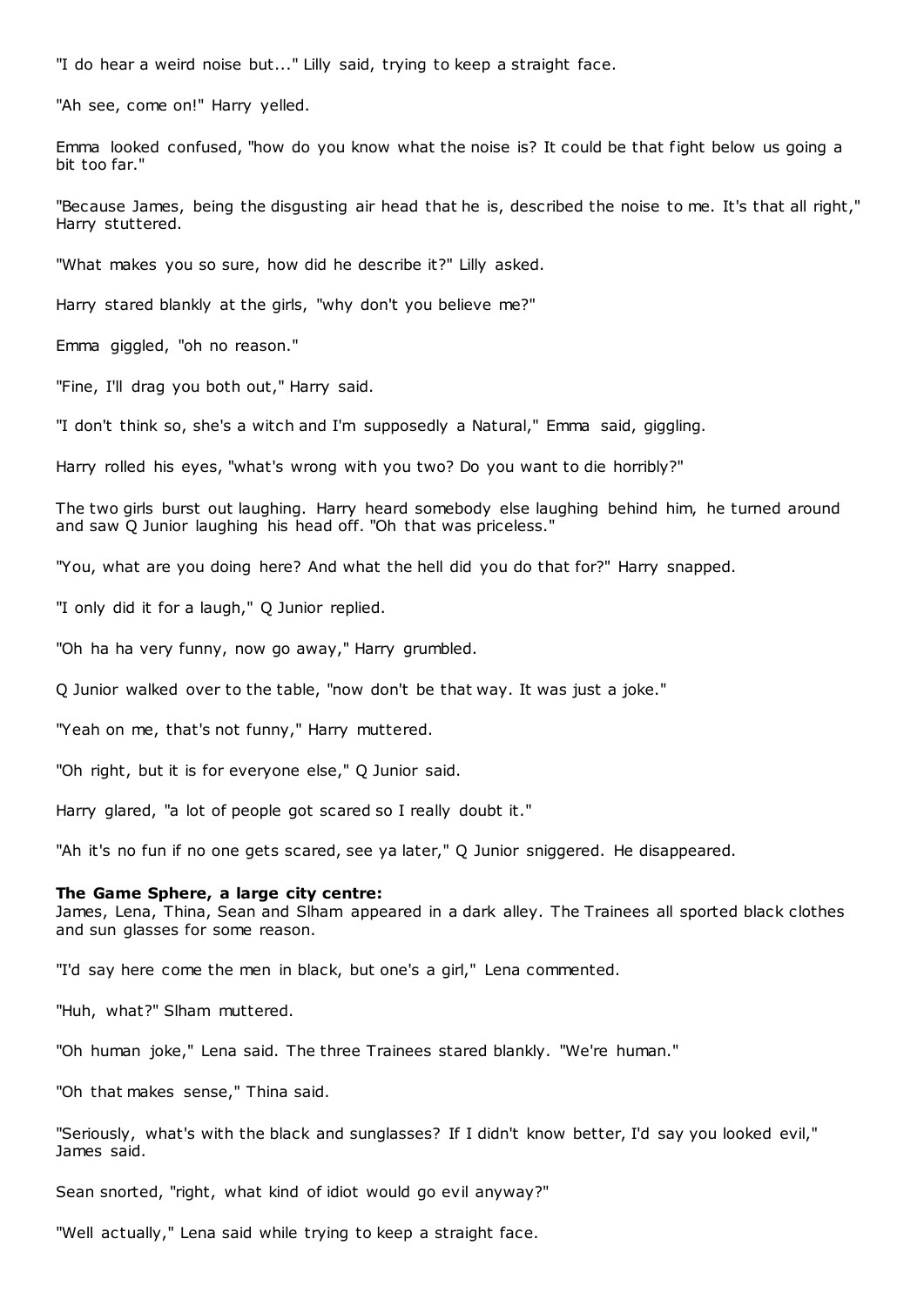"I do hear a weird noise but..." Lilly said, trying to keep a straight face.

"Ah see, come on!" Harry yelled.

Emma looked confused, "how do you know what the noise is? It could be that fight below us going a bit too far."

"Because James, being the disgusting air head that he is, described the noise to me. It's that all right," Harry stuttered.

"What makes you so sure, how did he describe it?" Lilly asked.

Harry stared blankly at the girls, "why don't you believe me?"

Emma giggled, "oh no reason."

"Fine, I'll drag you both out," Harry said.

"I don't think so, she's a witch and I'm supposedly a Natural," Emma said, giggling.

Harry rolled his eyes, "what's wrong with you two? Do you want to die horribly?"

The two girls burst out laughing. Harry heard somebody else laughing behind him, he turned around and saw Q Junior laughing his head off. "Oh that was priceless."

"You, what are you doing here? And what the hell did you do that for?" Harry snapped.

"I only did it for a laugh," Q Junior replied.

"Oh ha ha very funny, now go away," Harry grumbled.

Q Junior walked over to the table, "now don't be that way. It was just a joke."

"Yeah on me, that's not funny," Harry muttered.

"Oh right, but it is for everyone else," Q Junior said.

Harry glared, "a lot of people got scared so I really doubt it."

"Ah it's no fun if no one gets scared, see ya later," Q Junior sniggered. He disappeared.

**The Game Sphere, a large city centre:**
James, Lena, Thina, Sean and Slham appeared in a dark alley. The Trainees all sported black clothes and sun glasses for some reason.

"I'd say here come the men in black, but one's a girl," Lena commented.

"Huh, what?" Slham muttered.

"Oh human joke," Lena said. The three Trainees stared blankly. "We're human."

"Oh that makes sense," Thina said.

"Seriously, what's with the black and sunglasses? If I didn't know better, I'd say you looked evil," James said.

Sean snorted, "right, what kind of idiot would go evil anyway?"

"Well actually," Lena said while trying to keep a straight face.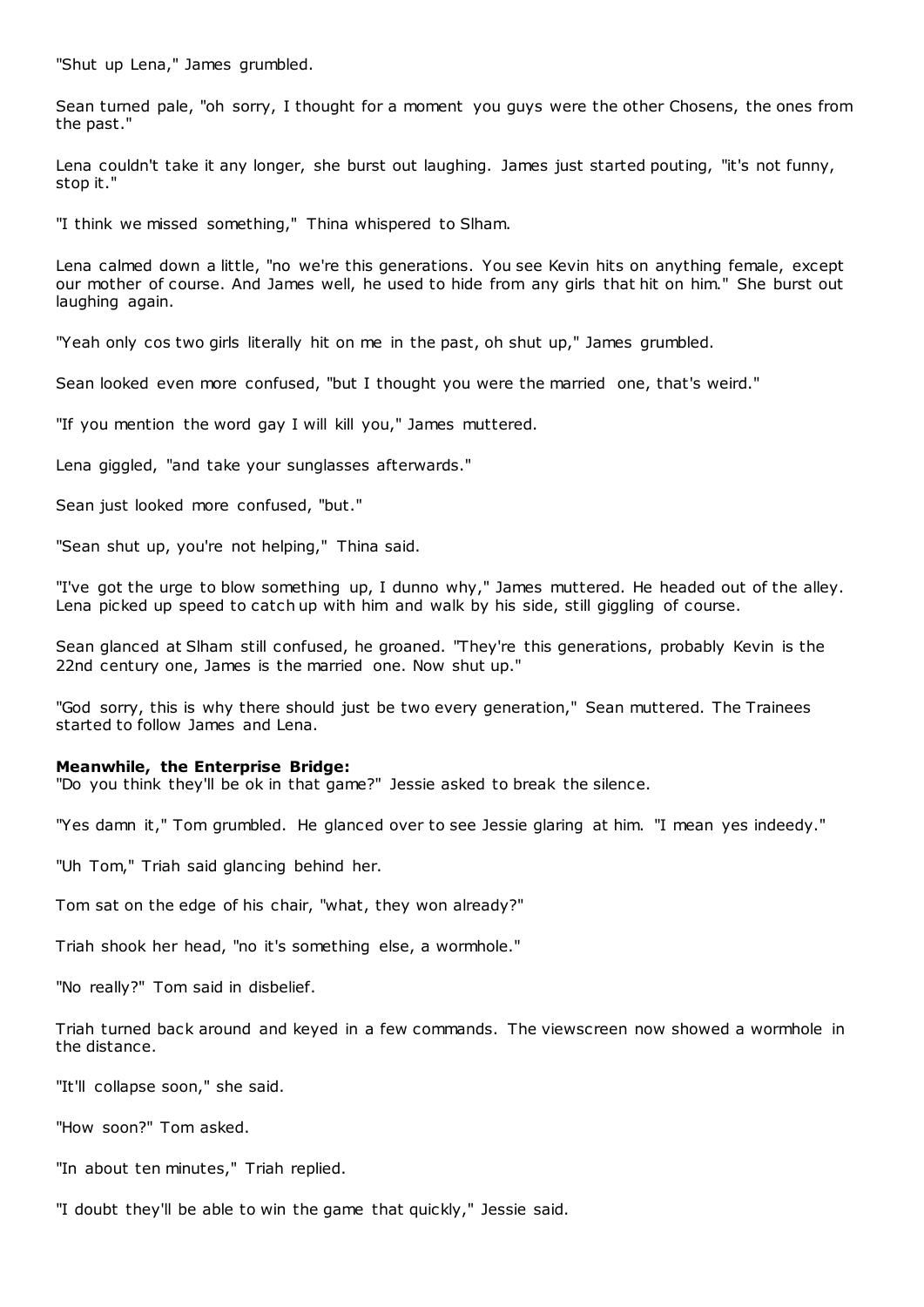"Shut up Lena," James grumbled.

Sean turned pale, "oh sorry, I thought for a moment you guys were the other Chosens, the ones from the past."

Lena couldn't take it any longer, she burst out laughing. James just started pouting, "it's not funny, stop it."

"I think we missed something," Thina whispered to Slham.

Lena calmed down a little, "no we're this generations. You see Kevin hits on anything female, except our mother of course. And James well, he used to hide from any girls that hit on him." She burst out laughing again.

"Yeah only cos two girls literally hit on me in the past, oh shut up," James grumbled.

Sean looked even more confused, "but I thought you were the married one, that's weird."

"If you mention the word gay I will kill you," James muttered.

Lena giggled, "and take your sunglasses afterwards."

Sean just looked more confused, "but."

"Sean shut up, you're not helping," Thina said.

"I've got the urge to blow something up, I dunno why," James muttered. He headed out of the alley. Lena picked up speed to catch up with him and walk by his side, still giggling of course.

Sean glanced at Slham still confused, he groaned. "They're this generations, probably Kevin is the 22nd century one, James is the married one. Now shut up."

"God sorry, this is why there should just be two every generation," Sean muttered. The Trainees started to follow James and Lena.

**Meanwhile, the Enterprise Bridge:**

"Do you think they'll be ok in that game?" Jessie asked to break the silence.

"Yes damn it," Tom grumbled. He glanced over to see Jessie glaring at him. "I mean yes indeedy."

"Uh Tom," Triah said glancing behind her.

Tom sat on the edge of his chair, "what, they won already?"

Triah shook her head, "no it's something else, a wormhole."

"No really?" Tom said in disbelief.

Triah turned back around and keyed in a few commands. The viewscreen now showed a wormhole in the distance.

"It'll collapse soon," she said.

"How soon?" Tom asked.

"In about ten minutes," Triah replied.

"I doubt they'll be able to win the game that quickly," Jessie said.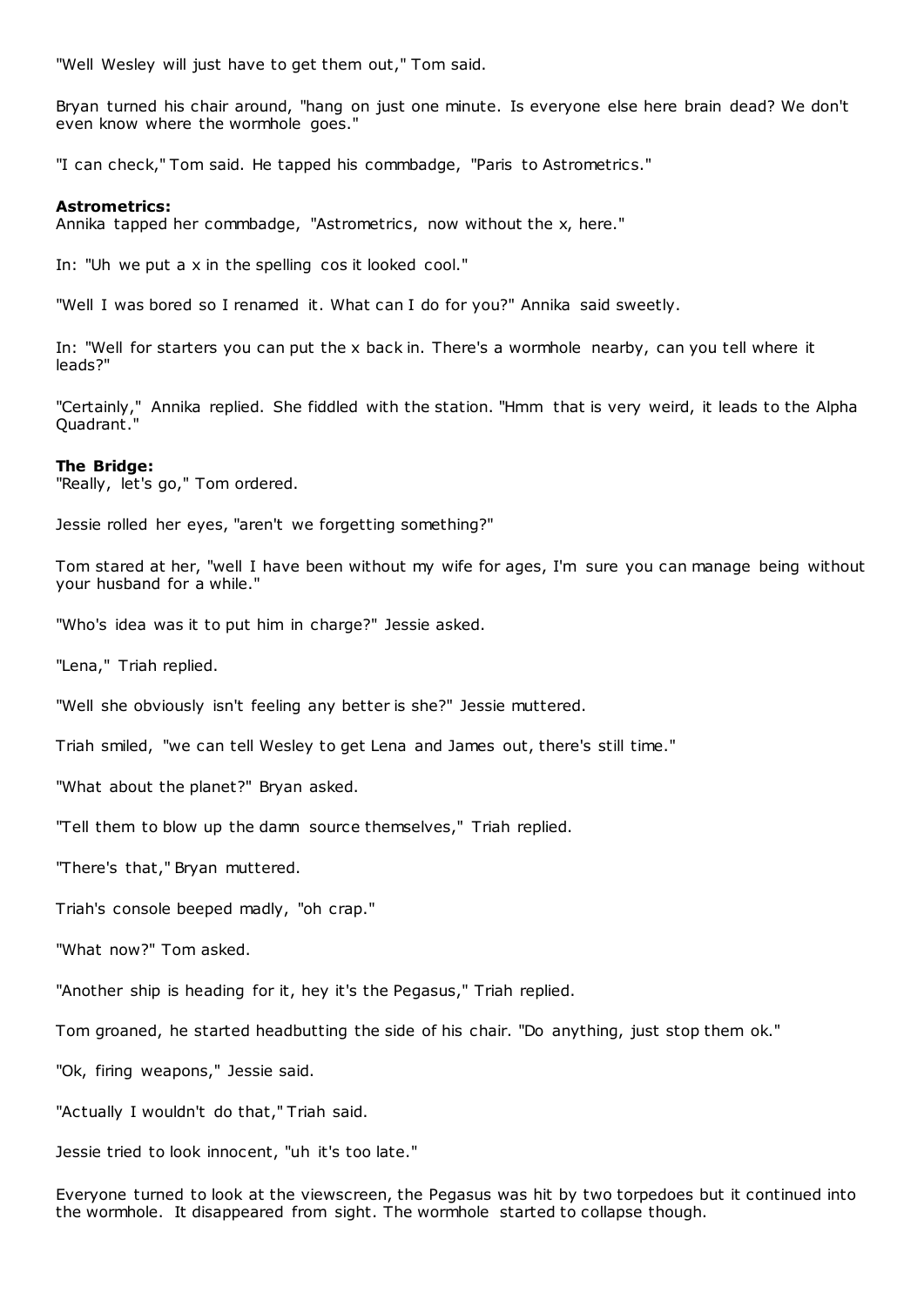"Well Wesley will just have to get them out," Tom said.

Bryan turned his chair around, "hang on just one minute. Is everyone else here brain dead? We don't even know where the wormhole goes."

"I can check," Tom said. He tapped his commbadge, "Paris to Astrometrics."

**Astrometrics:**
Annika tapped her commbadge, "Astrometrics, now without the x, here."

In: "Uh we put a x in the spelling cos it looked cool."

"Well I was bored so I renamed it. What can I do for you?" Annika said sweetly.

In: "Well for starters you can put the x back in. There's a wormhole nearby, can you tell where it leads?"

"Certainly," Annika replied. She fiddled with the station. "Hmm that is very weird, it leads to the Alpha Quadrant."

**The Bridge:**
"Really, let's go," Tom ordered.

Jessie rolled her eyes, "aren't we forgetting something?"

Tom stared at her, "well I have been without my wife for ages, I'm sure you can manage being without your husband for a while."

"Who's idea was it to put him in charge?" Jessie asked.

"Lena," Triah replied.

"Well she obviously isn't feeling any better is she?" Jessie muttered.

Triah smiled, "we can tell Wesley to get Lena and James out, there's still time."

"What about the planet?" Bryan asked.

"Tell them to blow up the damn source themselves," Triah replied.

"There's that," Bryan muttered.

Triah's console beeped madly, "oh crap."

"What now?" Tom asked.

"Another ship is heading for it, hey it's the Pegasus," Triah replied.

Tom groaned, he started headbutting the side of his chair. "Do anything, just stop them ok."

"Ok, firing weapons," Jessie said.

"Actually I wouldn't do that," Triah said.

Jessie tried to look innocent, "uh it's too late."

Everyone turned to look at the viewscreen, the Pegasus was hit by two torpedoes but it continued into the wormhole. It disappeared from sight. The wormhole started to collapse though.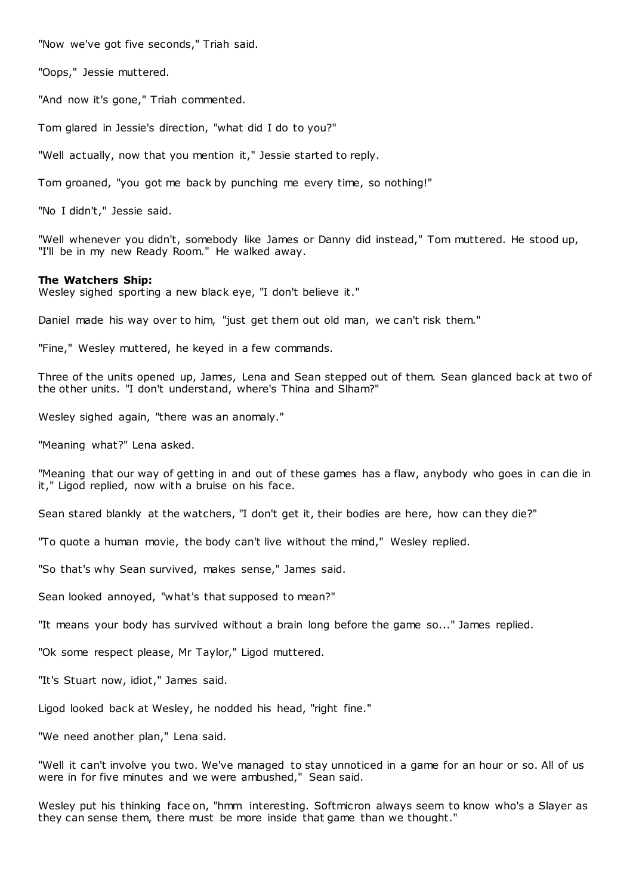"Now we've got five seconds," Triah said.

"Oops," Jessie muttered.

"And now it's gone," Triah commented.

Tom glared in Jessie's direction, "what did I do to you?"

"Well actually, now that you mention it," Jessie started to reply.

Tom groaned, "you got me back by punching me every time, so nothing!"

"No I didn't," Jessie said.

"Well whenever you didn't, somebody like James or Danny did instead," Tom muttered. He stood up, "I'll be in my new Ready Room." He walked away.

**The Watchers Ship:**
Wesley sighed sporting a new black eye, "I don't believe it."

Daniel made his way over to him, "just get them out old man, we can't risk them."

"Fine," Wesley muttered, he keyed in a few commands.

Three of the units opened up, James, Lena and Sean stepped out of them. Sean glanced back at two of the other units. "I don't understand, where's Thina and Slham?"

Wesley sighed again, "there was an anomaly."

"Meaning what?" Lena asked.

"Meaning that our way of getting in and out of these games has a flaw, anybody who goes in can die in it," Ligod replied, now with a bruise on his face.

Sean stared blankly at the watchers, "I don't get it, their bodies are here, how can they die?"

"To quote a human movie, the body can't live without the mind," Wesley replied.

"So that's why Sean survived, makes sense," James said.

Sean looked annoyed, "what's that supposed to mean?"

"It means your body has survived without a brain long before the game so..." James replied.

"Ok some respect please, Mr Taylor," Ligod muttered.

"It's Stuart now, idiot," James said.

Ligod looked back at Wesley, he nodded his head, "right fine."

"We need another plan," Lena said.

"Well it can't involve you two. We've managed to stay unnoticed in a game for an hour or so. All of us were in for five minutes and we were ambushed," Sean said.

Wesley put his thinking face on, "hmm interesting. Softmicron always seem to know who's a Slayer as they can sense them, there must be more inside that game than we thought."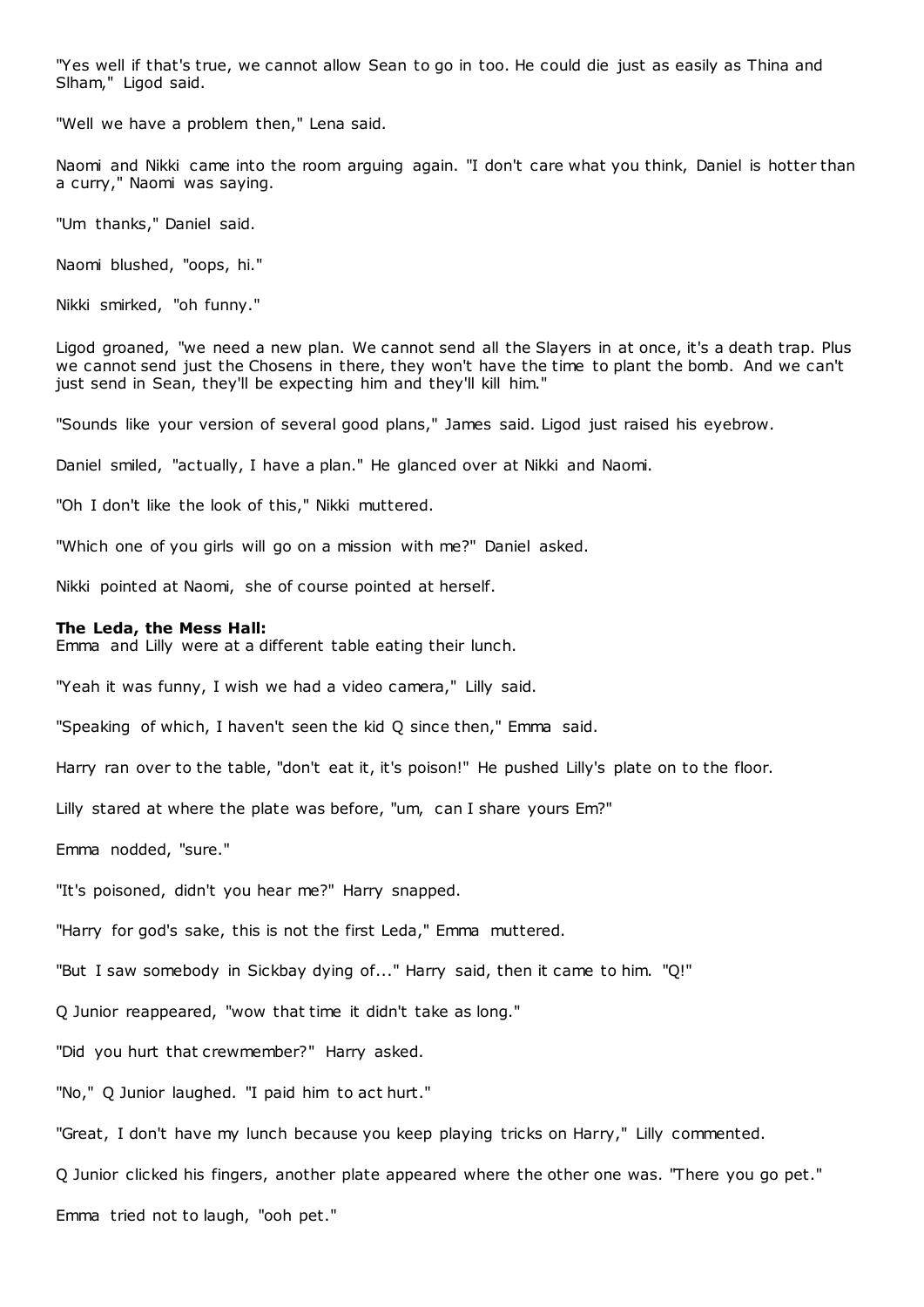"Yes well if that's true, we cannot allow Sean to go in too. He could die just as easily as Thina and Slham," Ligod said.

"Well we have a problem then," Lena said.

Naomi and Nikki came into the room arguing again. "I don't care what you think, Daniel is hotter than a curry," Naomi was saying.

"Um thanks," Daniel said.

Naomi blushed, "oops, hi."

Nikki smirked, "oh funny."

Ligod groaned, "we need a new plan. We cannot send all the Slayers in at once, it's a death trap. Plus we cannot send just the Chosens in there, they won't have the time to plant the bomb. And we can't just send in Sean, they'll be expecting him and they'll kill him."

"Sounds like your version of several good plans," James said. Ligod just raised his eyebrow.

Daniel smiled, "actually, I have a plan." He glanced over at Nikki and Naomi.

"Oh I don't like the look of this," Nikki muttered.

"Which one of you girls will go on a mission with me?" Daniel asked.

Nikki pointed at Naomi, she of course pointed at herself.

**The Leda, the Mess Hall:**
Emma and Lilly were at a different table eating their lunch.

"Yeah it was funny, I wish we had a video camera," Lilly said.

"Speaking of which, I haven't seen the kid Q since then," Emma said.

Harry ran over to the table, "don't eat it, it's poison!" He pushed Lilly's plate on to the floor.

Lilly stared at where the plate was before, "um, can I share yours Em?"

Emma nodded, "sure."

"It's poisoned, didn't you hear me?" Harry snapped.

"Harry for god's sake, this is not the first Leda," Emma muttered.

"But I saw somebody in Sickbay dying of..." Harry said, then it came to him. "Q!"

Q Junior reappeared, "wow that time it didn't take as long."

"Did you hurt that crewmember?" Harry asked.

"No," Q Junior laughed. "I paid him to act hurt."

"Great, I don't have my lunch because you keep playing tricks on Harry," Lilly commented.

Q Junior clicked his fingers, another plate appeared where the other one was. "There you go pet."

Emma tried not to laugh, "ooh pet."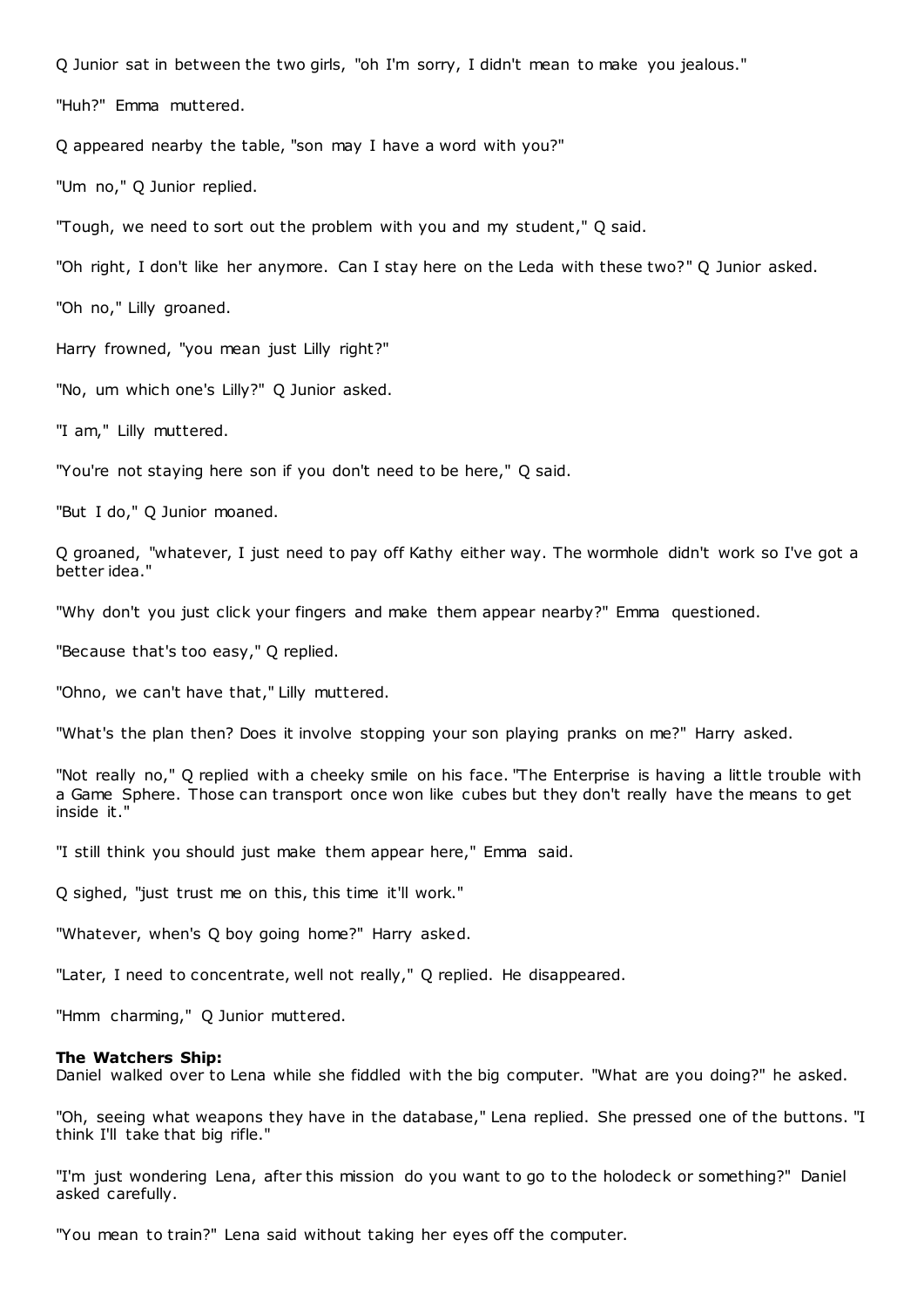Q Junior sat in between the two girls, "oh I'm sorry, I didn't mean to make you jealous."

"Huh?" Emma muttered.

Q appeared nearby the table, "son may I have a word with you?"

"Um no," Q Junior replied.

"Tough, we need to sort out the problem with you and my student," Q said.

"Oh right, I don't like her anymore. Can I stay here on the Leda with these two?" Q Junior asked.

"Oh no," Lilly groaned.

Harry frowned, "you mean just Lilly right?"

"No, um which one's Lilly?" Q Junior asked.

"I am," Lilly muttered.

"You're not staying here son if you don't need to be here," Q said.

"But I do," Q Junior moaned.

Q groaned, "whatever, I just need to pay off Kathy either way. The wormhole didn't work so I've got a better idea."

"Why don't you just click your fingers and make them appear nearby?" Emma questioned.

"Because that's too easy," Q replied.

"Ohno, we can't have that," Lilly muttered.

"What's the plan then? Does it involve stopping your son playing pranks on me?" Harry asked.

"Not really no," Q replied with a cheeky smile on his face. "The Enterprise is having a little trouble with a Game Sphere. Those can transport once won like cubes but they don't really have the means to get inside it."

"I still think you should just make them appear here," Emma said.

Q sighed, "just trust me on this, this time it'll work."

"Whatever, when's Q boy going home?" Harry asked.

"Later, I need to concentrate, well not really," Q replied. He disappeared.

"Hmm charming," Q Junior muttered.

**The Watchers Ship:**
Daniel walked over to Lena while she fiddled with the big computer. "What are you doing?" he asked.

"Oh, seeing what weapons they have in the database," Lena replied. She pressed one of the buttons. "I think I'll take that big rifle."

"I'm just wondering Lena, after this mission do you want to go to the holodeck or something?" Daniel asked carefully.

"You mean to train?" Lena said without taking her eyes off the computer.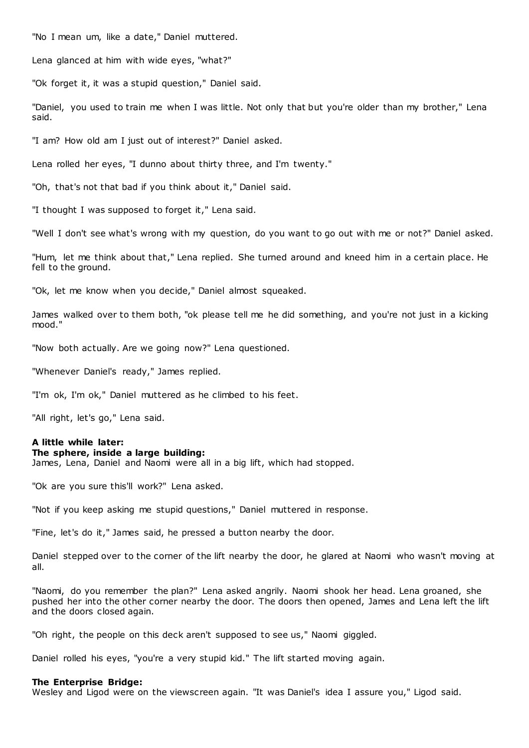"No I mean um, like a date," Daniel muttered.

Lena glanced at him with wide eyes, "what?"

"Ok forget it, it was a stupid question," Daniel said.

"Daniel, you used to train me when I was little. Not only that but you're older than my brother," Lena said.

"I am? How old am I just out of interest?" Daniel asked.

Lena rolled her eyes, "I dunno about thirty three, and I'm twenty."

"Oh, that's not that bad if you think about it," Daniel said.

"I thought I was supposed to forget it," Lena said.

"Well I don't see what's wrong with my question, do you want to go out with me or not?" Daniel asked.

"Hum, let me think about that," Lena replied. She turned around and kneed him in a certain place. He fell to the ground.

"Ok, let me know when you decide," Daniel almost squeaked.

James walked over to them both, "ok please tell me he did something, and you're not just in a kicking mood."

"Now both actually. Are we going now?" Lena questioned.

"Whenever Daniel's ready," James replied.

"I'm ok, I'm ok," Daniel muttered as he climbed to his feet.

"All right, let's go," Lena said.

**A little while later:**
**The sphere, inside a large building:**
James, Lena, Daniel and Naomi were all in a big lift, which had stopped.

"Ok are you sure this'll work?" Lena asked.

"Not if you keep asking me stupid questions," Daniel muttered in response.

"Fine, let's do it," James said, he pressed a button nearby the door.

Daniel stepped over to the corner of the lift nearby the door, he glared at Naomi who wasn't moving at all.

"Naomi, do you remember the plan?" Lena asked angrily. Naomi shook her head. Lena groaned, she pushed her into the other corner nearby the door. The doors then opened, James and Lena left the lift and the doors closed again.

"Oh right, the people on this deck aren't supposed to see us," Naomi giggled.

Daniel rolled his eyes, "you're a very stupid kid." The lift started moving again.

**The Enterprise Bridge:**
Wesley and Ligod were on the viewscreen again. "It was Daniel's idea I assure you," Ligod said.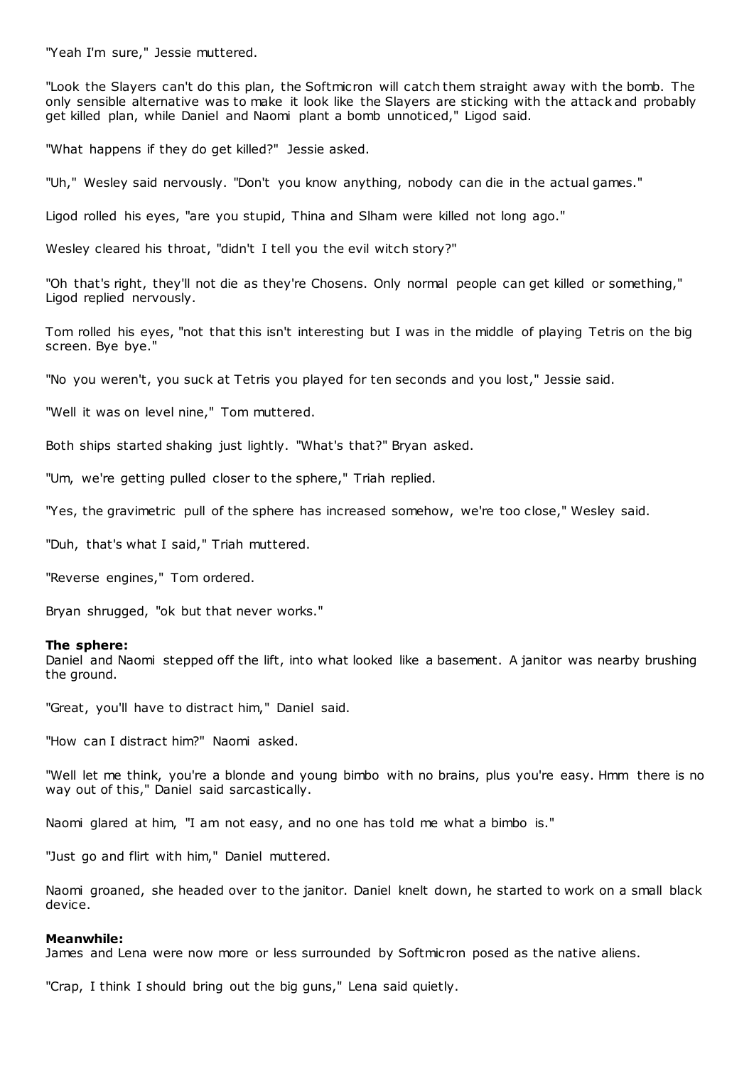"Yeah I'm sure," Jessie muttered.

"Look the Slayers can't do this plan, the Softmicron will catch them straight away with the bomb. The only sensible alternative was to make it look like the Slayers are sticking with the attack and probably get killed plan, while Daniel and Naomi plant a bomb unnoticed," Ligod said.

"What happens if they do get killed?" Jessie asked.

"Uh," Wesley said nervously. "Don't you know anything, nobody can die in the actual games."

Ligod rolled his eyes, "are you stupid, Thina and Slham were killed not long ago."

Wesley cleared his throat, "didn't I tell you the evil witch story?"

"Oh that's right, they'll not die as they're Chosens. Only normal people can get killed or something," Ligod replied nervously.

Tom rolled his eyes, "not that this isn't interesting but I was in the middle of playing Tetris on the big screen. Bye bye."

"No you weren't, you suck at Tetris you played for ten seconds and you lost," Jessie said.

"Well it was on level nine," Tom muttered.

Both ships started shaking just lightly. "What's that?" Bryan asked.

"Um, we're getting pulled closer to the sphere," Triah replied.

"Yes, the gravimetric pull of the sphere has increased somehow, we're too close," Wesley said.

"Duh, that's what I said," Triah muttered.

"Reverse engines," Tom ordered.

Bryan shrugged, "ok but that never works."

**The sphere:**
Daniel and Naomi stepped off the lift, into what looked like a basement. A janitor was nearby brushing the ground.

"Great, you'll have to distract him," Daniel said.

"How can I distract him?" Naomi asked.

"Well let me think, you're a blonde and young bimbo with no brains, plus you're easy. Hmm there is no way out of this," Daniel said sarcastically.

Naomi glared at him, "I am not easy, and no one has told me what a bimbo is."

"Just go and flirt with him," Daniel muttered.

Naomi groaned, she headed over to the janitor. Daniel knelt down, he started to work on a small black device.

**Meanwhile:**
James and Lena were now more or less surrounded by Softmicron posed as the native aliens.

"Crap, I think I should bring out the big guns," Lena said quietly.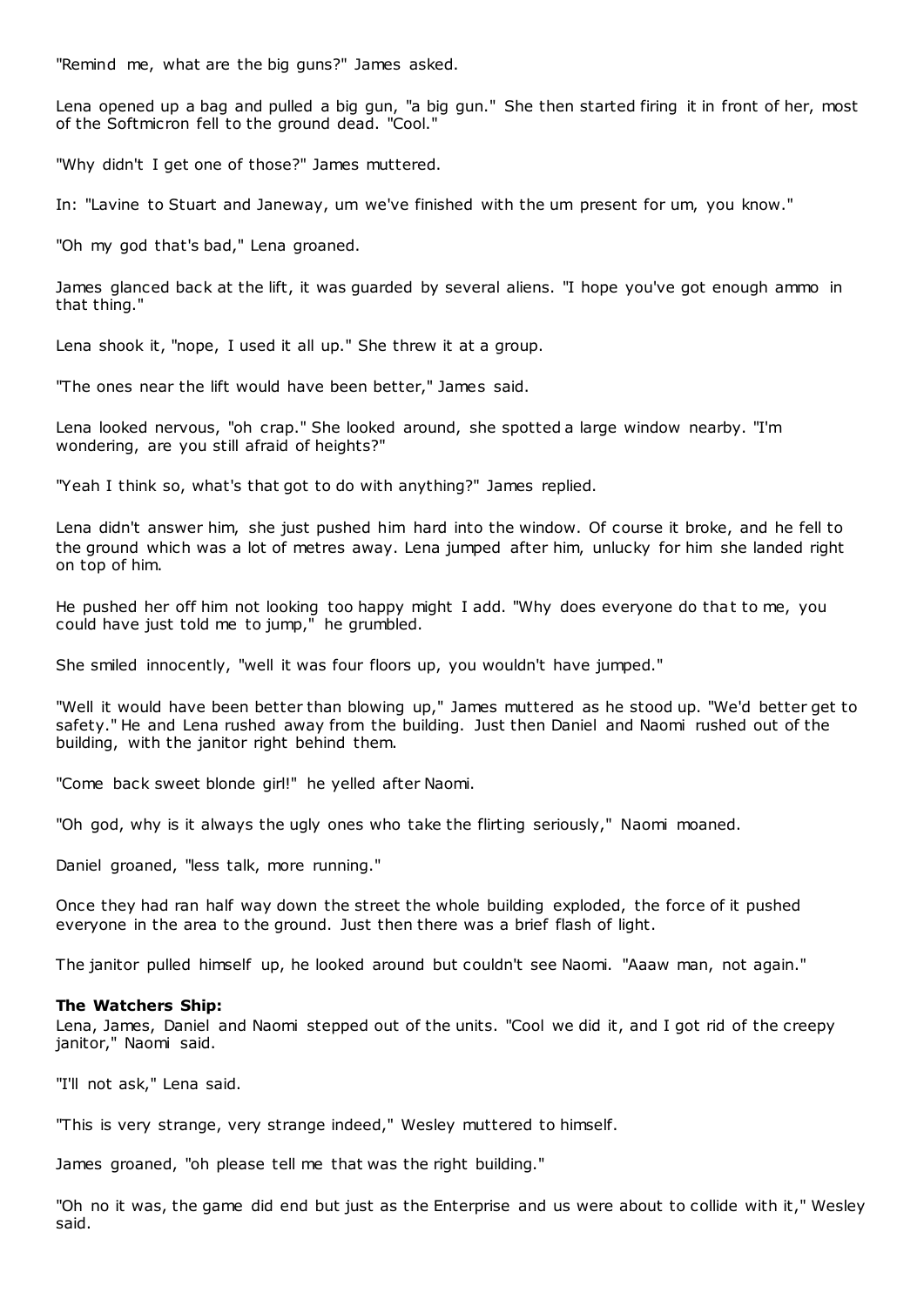"Remind me, what are the big guns?" James asked.

Lena opened up a bag and pulled a big gun, "a big gun." She then started firing it in front of her, most of the Softmicron fell to the ground dead. "Cool."

"Why didn't I get one of those?" James muttered.

In: "Lavine to Stuart and Janeway, um we've finished with the um present for um, you know."

"Oh my god that's bad," Lena groaned.

James glanced back at the lift, it was guarded by several aliens. "I hope you've got enough ammo in that thing."

Lena shook it, "nope, I used it all up." She threw it at a group.

"The ones near the lift would have been better," James said.

Lena looked nervous, "oh crap." She looked around, she spotted a large window nearby. "I'm wondering, are you still afraid of heights?"

"Yeah I think so, what's that got to do with anything?" James replied.

Lena didn't answer him, she just pushed him hard into the window. Of course it broke, and he fell to the ground which was a lot of metres away. Lena jumped after him, unlucky for him she landed right on top of him.

He pushed her off him not looking too happy might I add. "Why does everyone do that to me, you could have just told me to jump," he grumbled.

She smiled innocently, "well it was four floors up, you wouldn't have jumped."

"Well it would have been better than blowing up," James muttered as he stood up. "We'd better get to safety." He and Lena rushed away from the building. Just then Daniel and Naomi rushed out of the building, with the janitor right behind them.

"Come back sweet blonde girl!" he yelled after Naomi.

"Oh god, why is it always the ugly ones who take the flirting seriously," Naomi moaned.

Daniel groaned, "less talk, more running."

Once they had ran half way down the street the whole building exploded, the force of it pushed everyone in the area to the ground. Just then there was a brief flash of light.

The janitor pulled himself up, he looked around but couldn't see Naomi. "Aaaw man, not again."

**The Watchers Ship:**
Lena, James, Daniel and Naomi stepped out of the units. "Cool we did it, and I got rid of the creepy janitor," Naomi said.

"I'll not ask," Lena said.

"This is very strange, very strange indeed," Wesley muttered to himself.

James groaned, "oh please tell me that was the right building."

"Oh no it was, the game did end but just as the Enterprise and us were about to collide with it," Wesley said.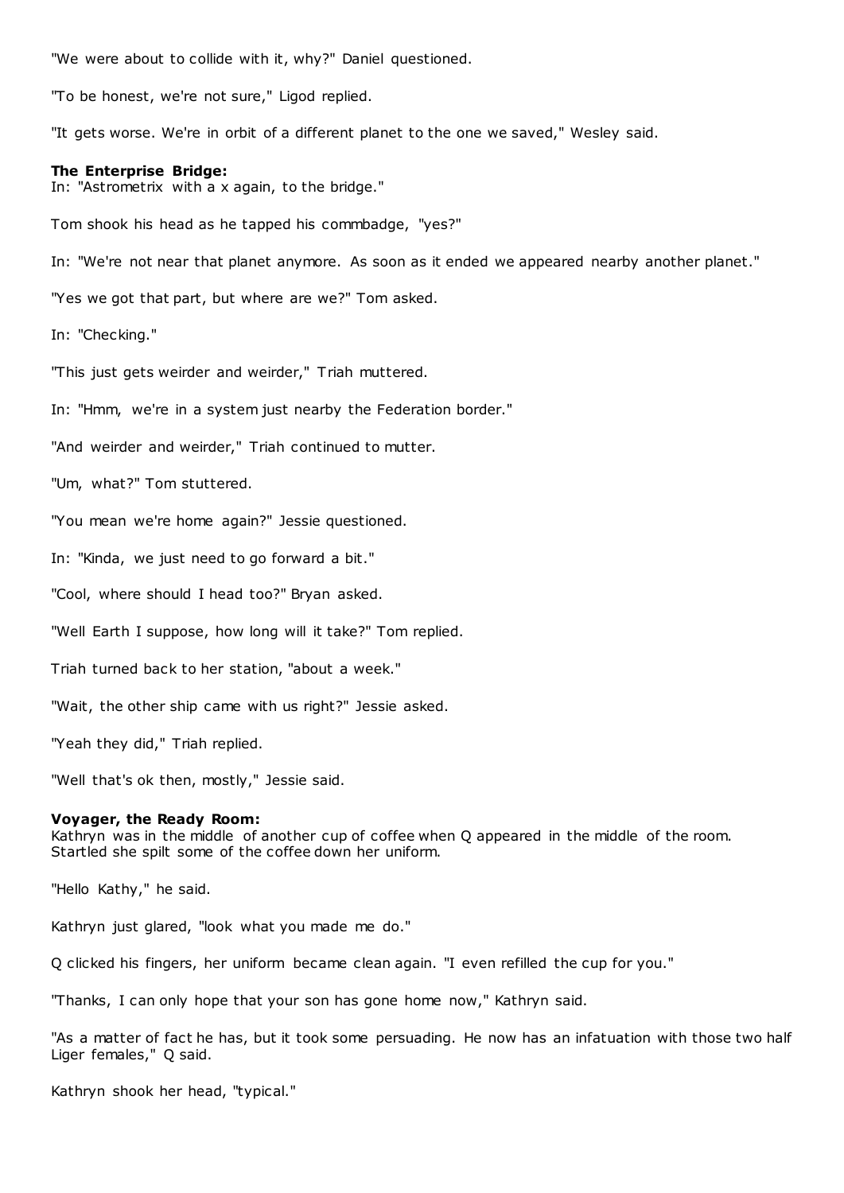"We were about to collide with it, why?" Daniel questioned.

"To be honest, we're not sure," Ligod replied.

"It gets worse. We're in orbit of a different planet to the one we saved," Wesley said.

**The Enterprise Bridge:**
In: "Astrometrix with a x again, to the bridge."

Tom shook his head as he tapped his commbadge, "yes?"

In: "We're not near that planet anymore. As soon as it ended we appeared nearby another planet."

"Yes we got that part, but where are we?" Tom asked.

In: "Checking."

"This just gets weirder and weirder," Triah muttered.

In: "Hmm, we're in a system just nearby the Federation border."

"And weirder and weirder," Triah continued to mutter.

"Um, what?" Tom stuttered.

"You mean we're home again?" Jessie questioned.

In: "Kinda, we just need to go forward a bit."

"Cool, where should I head too?" Bryan asked.

"Well Earth I suppose, how long will it take?" Tom replied.

Triah turned back to her station, "about a week."

"Wait, the other ship came with us right?" Jessie asked.

"Yeah they did," Triah replied.

"Well that's ok then, mostly," Jessie said.

**Voyager, the Ready Room:**
Kathryn was in the middle of another cup of coffee when Q appeared in the middle of the room. Startled she spilt some of the coffee down her uniform.

"Hello Kathy," he said.

Kathryn just glared, "look what you made me do."

Q clicked his fingers, her uniform became clean again. "I even refilled the cup for you."

"Thanks, I can only hope that your son has gone home now," Kathryn said.

"As a matter of fact he has, but it took some persuading. He now has an infatuation with those two half Liger females," Q said.

Kathryn shook her head, "typical."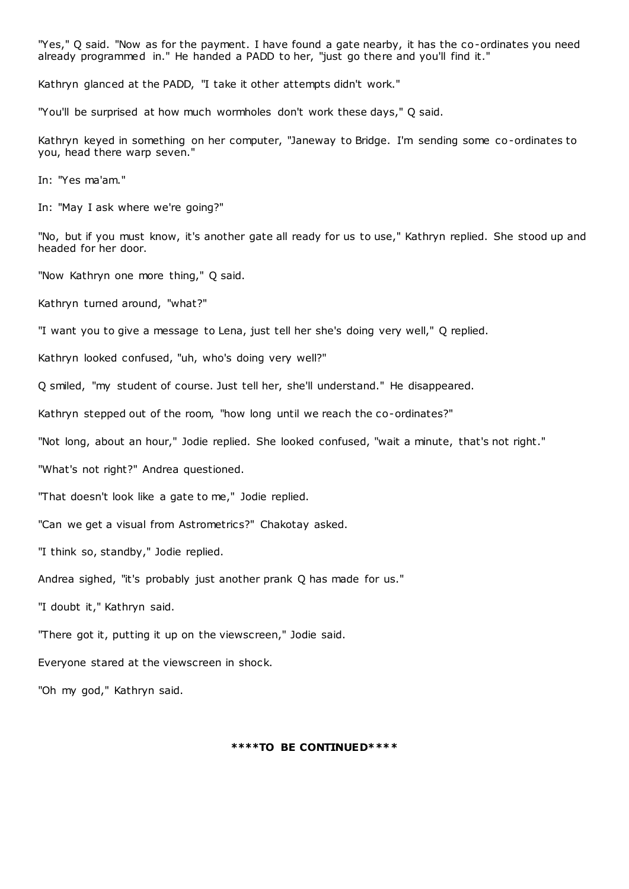"Yes," Q said. "Now as for the payment. I have found a gate nearby, it has the co-ordinates you need already programmed in." He handed a PADD to her, "just go there and you'll find it."

Kathryn glanced at the PADD, "I take it other attempts didn't work."

"You'll be surprised at how much wormholes don't work these days," Q said.

Kathryn keyed in something on her computer, "Janeway to Bridge. I'm sending some co-ordinates to you, head there warp seven."

In: "Yes ma'am."

In: "May I ask where we're going?"

"No, but if you must know, it's another gate all ready for us to use," Kathryn replied. She stood up and headed for her door.

"Now Kathryn one more thing," Q said.

Kathryn turned around, "what?"

"I want you to give a message to Lena, just tell her she's doing very well," Q replied.

Kathryn looked confused, "uh, who's doing very well?"

Q smiled, "my student of course. Just tell her, she'll understand." He disappeared.

Kathryn stepped out of the room, "how long until we reach the co-ordinates?"

"Not long, about an hour," Jodie replied. She looked confused, "wait a minute, that's not right."

"What's not right?" Andrea questioned.

"That doesn't look like a gate to me," Jodie replied.

"Can we get a visual from Astrometrics?" Chakotay asked.

"I think so, standby," Jodie replied.

Andrea sighed, "it's probably just another prank Q has made for us."

"I doubt it," Kathryn said.

"There got it, putting it up on the viewscreen," Jodie said.

Everyone stared at the viewscreen in shock.

"Oh my god," Kathryn said.

**\*\*\*\*TO BE CONTINUED\*\*\*\***